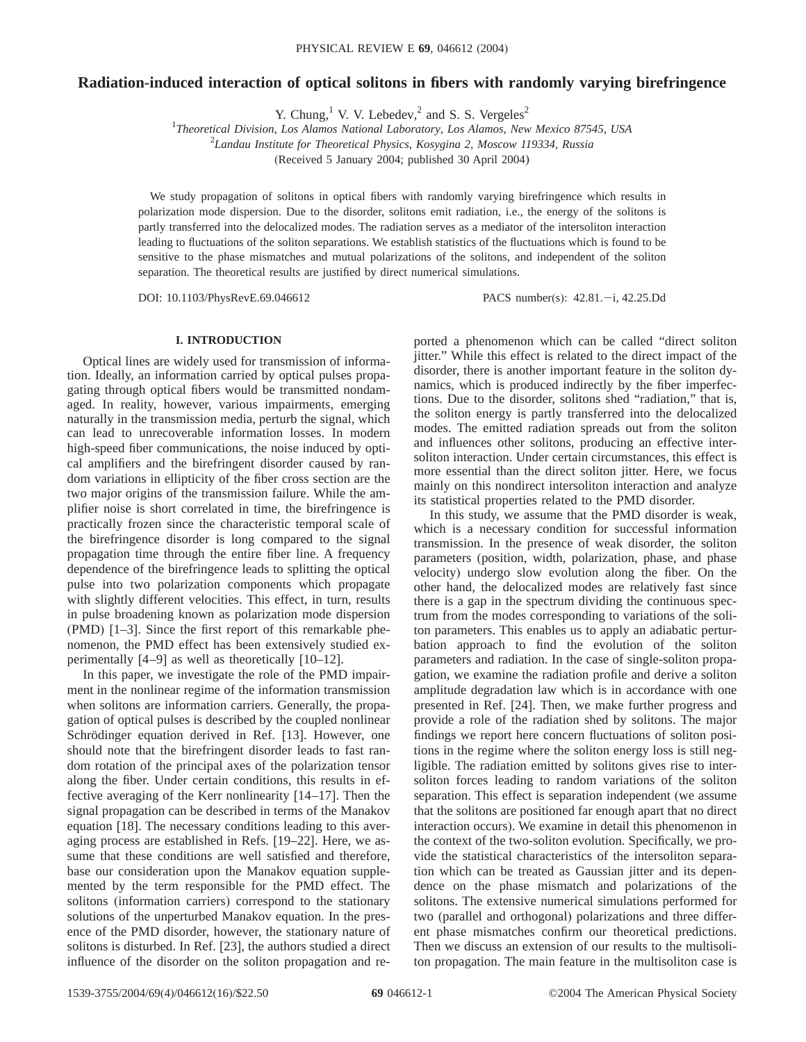# Radiation-induced interaction of optical solitons in fibers with randomly varying birefringence

Y. Chung,[1] V. V. Lebedev,[2] and S. S. Vergeles[2]

[1]*Theoretical Division, Los Alamos National Laboratory, Los Alamos, New Mexico 87545, USA*
[2]*Landau Institute for Theoretical Physics, Kosygina 2, Moscow 119334, Russia*

(Received 5 January 2004; published 30 April 2004)

We study propagation of solitons in optical fibers with randomly varying birefringence which results in polarization mode dispersion. Due to the disorder, solitons emit radiation, i.e., the energy of the solitons is partly transferred into the delocalized modes. The radiation serves as a mediator of the intersoliton interaction leading to fluctuations of the soliton separations. We establish statistics of the fluctuations which is found to be sensitive to the phase mismatches and mutual polarizations of the solitons, and independent of the soliton separation. The theoretical results are justified by direct numerical simulations.

DOI: 10.1103/PhysRevE.69.046612 PACS number(s): 42.81.−i, 42.25.Dd

## I. INTRODUCTION

Optical lines are widely used for transmission of information. Ideally, an information carried by optical pulses propagating through optical fibers would be transmitted nondamaged. In reality, however, various impairments, emerging naturally in the transmission media, perturb the signal, which can lead to unrecoverable information losses. In modern high-speed fiber communications, the noise induced by optical amplifiers and the birefringent disorder caused by random variations in ellipticity of the fiber cross section are the two major origins of the transmission failure. While the amplifier noise is short correlated in time, the birefringence is practically frozen since the characteristic temporal scale of the birefringence disorder is long compared to the signal propagation time through the entire fiber line. A frequency dependence of the birefringence leads to splitting the optical pulse into two polarization components which propagate with slightly different velocities. This effect, in turn, results in pulse broadening known as polarization mode dispersion (PMD) [1–3]. Since the first report of this remarkable phenomenon, the PMD effect has been extensively studied experimentally [4–9] as well as theoretically [10–12].

In this paper, we investigate the role of the PMD impairment in the nonlinear regime of the information transmission when solitons are information carriers. Generally, the propagation of optical pulses is described by the coupled nonlinear Schrödinger equation derived in Ref. [13]. However, one should note that the birefringent disorder leads to fast random rotation of the principal axes of the polarization tensor along the fiber. Under certain conditions, this results in effective averaging of the Kerr nonlinearity [14–17]. Then the signal propagation can be described in terms of the Manakov equation [18]. The necessary conditions leading to this averaging process are established in Refs. [19–22]. Here, we assume that these conditions are well satisfied and therefore, base our consideration upon the Manakov equation supplemented by the term responsible for the PMD effect. The solitons (information carriers) correspond to the stationary solutions of the unperturbed Manakov equation. In the presence of the PMD disorder, however, the stationary nature of solitons is disturbed. In Ref. [23], the authors studied a direct influence of the disorder on the soliton propagation and reported a phenomenon which can be called "direct soliton jitter." While this effect is related to the direct impact of the disorder, there is another important feature in the soliton dynamics, which is produced indirectly by the fiber imperfections. Due to the disorder, solitons shed "radiation," that is, the soliton energy is partly transferred into the delocalized modes. The emitted radiation spreads out from the soliton and influences other solitons, producing an effective intersoliton interaction. Under certain circumstances, this effect is more essential than the direct soliton jitter. Here, we focus mainly on this nondirect intersoliton interaction and analyze its statistical properties related to the PMD disorder.

In this study, we assume that the PMD disorder is weak, which is a necessary condition for successful information transmission. In the presence of weak disorder, the soliton parameters (position, width, polarization, phase, and phase velocity) undergo slow evolution along the fiber. On the other hand, the delocalized modes are relatively fast since there is a gap in the spectrum dividing the continuous spectrum from the modes corresponding to variations of the soliton parameters. This enables us to apply an adiabatic perturbation approach to find the evolution of the soliton parameters and radiation. In the case of single-soliton propagation, we examine the radiation profile and derive a soliton amplitude degradation law which is in accordance with one presented in Ref. [24]. Then, we make further progress and provide a role of the radiation shed by solitons. The major findings we report here concern fluctuations of soliton positions in the regime where the soliton energy loss is still negligible. The radiation emitted by solitons gives rise to intersoliton forces leading to random variations of the soliton separation. This effect is separation independent (we assume that the solitons are positioned far enough apart that no direct interaction occurs). We examine in detail this phenomenon in the context of the two-soliton evolution. Specifically, we provide the statistical characteristics of the intersoliton separation which can be treated as Gaussian jitter and its dependence on the phase mismatch and polarizations of the solitons. The extensive numerical simulations performed for two (parallel and orthogonal) polarizations and three different phase mismatches confirm our theoretical predictions. Then we discuss an extension of our results to the multisoliton propagation. The main feature in the multisoliton case is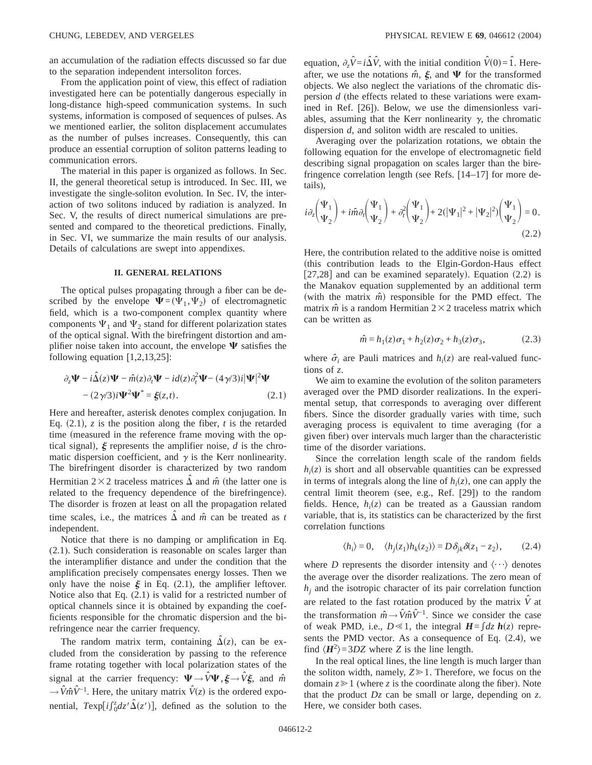an accumulation of the radiation effects discussed so far due to the separation independent intersoliton forces.

From the application point of view, this effect of radiation investigated here can be potentially dangerous especially in long-distance high-speed communication systems. In such systems, information is composed of sequences of pulses. As we mentioned earlier, the soliton displacement accumulates as the number of pulses increases. Consequently, this can produce an essential corruption of soliton patterns leading to communication errors.

The material in this paper is organized as follows. In Sec. II, the general theoretical setup is introduced. In Sec. III, we investigate the single-soliton evolution. In Sec. IV, the interaction of two solitons induced by radiation is analyzed. In Sec. V, the results of direct numerical simulations are presented and compared to the theoretical predictions. Finally, in Sec. VI, we summarize the main results of our analysis. Details of calculations are swept into appendixes.

## II. GENERAL RELATIONS

The optical pulses propagating through a fiber can be described by the envelope $\boldsymbol{\Psi}=(\Psi_1,\Psi_2)$ of electromagnetic field, which is a two-component complex quantity where components $\Psi_1$ and $\Psi_2$ stand for different polarization states of the optical signal. With the birefringent distortion and amplifier noise taken into account, the envelope $\boldsymbol{\Psi}$ satisfies the following equation [1,2,13,25]:

$$\partial_z\boldsymbol{\Psi} - i\hat{\Delta}(z)\boldsymbol{\Psi} - \hat{m}(z)\partial_t\boldsymbol{\Psi} - id(z)\partial_t^2\boldsymbol{\Psi} - (4\gamma/3)i|\boldsymbol{\Psi}|^2\boldsymbol{\Psi} - (2\gamma/3)i\boldsymbol{\Psi}^2\boldsymbol{\Psi}^* = \boldsymbol{\xi}(z,t). \tag{2.1}$$

Here and hereafter, asterisk denotes complex conjugation. In Eq. (2.1), $z$ is the position along the fiber, $t$ is the retarded time (measured in the reference frame moving with the optical signal), $\boldsymbol{\xi}$ represents the amplifier noise, $d$ is the chromatic dispersion coefficient, and $\gamma$ is the Kerr nonlinearity. The birefringent disorder is characterized by two random Hermitian $2\times2$ traceless matrices $\hat{\Delta}$ and $\hat{m}$ (the latter one is related to the frequency dependence of the birefringence). The disorder is frozen at least on all the propagation related time scales, i.e., the matrices $\hat{\Delta}$ and $\hat{m}$ can be treated as $t$ independent.

Notice that there is no damping or amplification in Eq. (2.1). Such consideration is reasonable on scales larger than the interamplifier distance and under the condition that the amplification precisely compensates energy losses. Then we only have the noise $\boldsymbol{\xi}$ in Eq. (2.1), the amplifier leftover. Notice also that Eq. (2.1) is valid for a restricted number of optical channels since it is obtained by expanding the coefficients responsible for the chromatic dispersion and the birefringence near the carrier frequency.

The random matrix term, containing $\hat{\Delta}(z)$, can be excluded from the consideration by passing to the reference frame rotating together with local polarization states of the signal at the carrier frequency: $\boldsymbol{\Psi}\to\hat{V}\boldsymbol{\Psi}, \boldsymbol{\xi}\to\hat{V}\boldsymbol{\xi}$, and $\hat{m}\to\hat{V}\hat{m}\hat{V}^{-1}$. Here, the unitary matrix $\hat{V}(z)$ is the ordered exponential, $T\exp[i\int_0^z dz'\hat{\Delta}(z')]$, defined as the solution to the equation, $\partial_z\hat{V}=i\hat{\Delta}\hat{V}$, with the initial condition $\hat{V}(0)=\hat{1}$. Hereafter, we use the notations $\hat{m}$, $\boldsymbol{\xi}$, and $\boldsymbol{\Psi}$ for the transformed objects. We also neglect the variations of the chromatic dispersion $d$ (the effects related to these variations were examined in Ref. [26]). Below, we use the dimensionless variables, assuming that the Kerr nonlinearity $\gamma$, the chromatic dispersion $d$, and soliton width are rescaled to unities.

Averaging over the polarization rotations, we obtain the following equation for the envelope of electromagnetic field describing signal propagation on scales larger than the birefringence correlation length (see Refs. [14–17] for more details),

$$i\partial_z\begin{pmatrix}\Psi_1\\ \Psi_2\end{pmatrix} + i\hat{m}\partial_t\begin{pmatrix}\Psi_1\\ \Psi_2\end{pmatrix} + \partial_t^2\begin{pmatrix}\Psi_1\\ \Psi_2\end{pmatrix} + 2(|\Psi_1|^2+|\Psi_2|^2)\begin{pmatrix}\Psi_1\\ \Psi_2\end{pmatrix} = 0. \tag{2.2}$$

Here, the contribution related to the additive noise is omitted (this contribution leads to the Elgin-Gordon-Haus effect [27,28] and can be examined separately). Equation (2.2) is the Manakov equation supplemented by an additional term (with the matrix $\hat{m}$) responsible for the PMD effect. The matrix $\hat{m}$ is a random Hermitian $2\times2$ traceless matrix which can be written as

$$\hat{m} = h_1(z)\sigma_1 + h_2(z)\sigma_2 + h_3(z)\sigma_3, \tag{2.3}$$

where $\hat{\sigma}_i$ are Pauli matrices and $h_i(z)$ are real-valued functions of $z$.

We aim to examine the evolution of the soliton parameters averaged over the PMD disorder realizations. In the experimental setup, that corresponds to averaging over different fibers. Since the disorder gradually varies with time, such averaging process is equivalent to time averaging (for a given fiber) over intervals much larger than the characteristic time of the disorder variations.

Since the correlation length scale of the random fields $h_i(z)$ is short and all observable quantities can be expressed in terms of integrals along the line of $h_i(z)$, one can apply the central limit theorem (see, e.g., Ref. [29]) to the random fields. Hence, $h_i(z)$ can be treated as a Gaussian random variable, that is, its statistics can be characterized by the first correlation functions

$$\langle h_i\rangle = 0, \quad \langle h_j(z_1)h_k(z_2)\rangle = D\delta_{jk}\delta(z_1-z_2), \tag{2.4}$$

where $D$ represents the disorder intensity and $\langle\cdots\rangle$ denotes the average over the disorder realizations. The zero mean of $h_j$ and the isotropic character of its pair correlation function are related to the fast rotation produced by the matrix $\hat{V}$ at the transformation $\hat{m}\to\hat{V}\hat{m}\hat{V}^{-1}$. Since we consider the case of weak PMD, i.e., $D\ll1$, the integral $\boldsymbol{H}=\int dz\,\boldsymbol{h}(z)$ represents the PMD vector. As a consequence of Eq. (2.4), we find $\langle\boldsymbol{H}^2\rangle=3DZ$ where $Z$ is the line length.

In the real optical lines, the line length is much larger than the soliton width, namely, $Z\gg1$. Therefore, we focus on the domain $z\gg1$ (where $z$ is the coordinate along the fiber). Note that the product $Dz$ can be small or large, depending on $z$. Here, we consider both cases.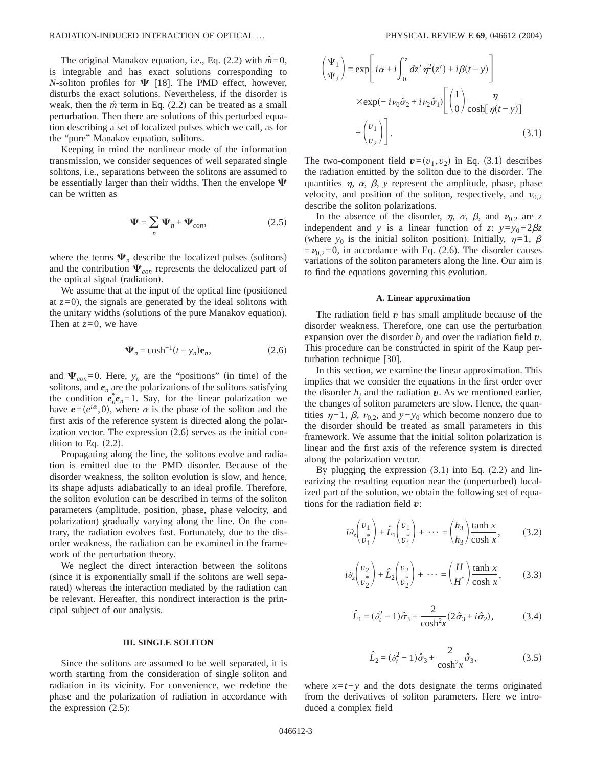The original Manakov equation, i.e., Eq. (2.2) with $\hat{m}=0$, is integrable and has exact solutions corresponding to $N$-soliton profiles for $\mathbf{\Psi}$ [18]. The PMD effect, however, disturbs the exact solutions. Nevertheless, if the disorder is weak, then the $\hat{m}$ term in Eq. (2.2) can be treated as a small perturbation. Then there are solutions of this perturbed equation describing a set of localized pulses which we call, as for the "pure" Manakov equation, solitons.

Keeping in mind the nonlinear mode of the information transmission, we consider sequences of well separated single solitons, i.e., separations between the solitons are assumed to be essentially larger than their widths. Then the envelope $\mathbf{\Psi}$ can be written as

$$\mathbf{\Psi} = \sum_n \mathbf{\Psi}_n + \mathbf{\Psi}_{con}, \tag{2.5}$$

where the terms $\mathbf{\Psi}_n$ describe the localized pulses (solitons) and the contribution $\mathbf{\Psi}_{con}$ represents the delocalized part of the optical signal (radiation).

We assume that at the input of the optical line (positioned at $z=0$), the signals are generated by the ideal solitons with the unitary widths (solutions of the pure Manakov equation). Then at $z=0$, we have

$$\mathbf{\Psi}_n = \cosh^{-1}(t-y_n)\mathbf{e}_n, \tag{2.6}$$

and $\mathbf{\Psi}_{con}=0$. Here, $y_n$ are the "positions" (in time) of the solitons, and $\boldsymbol{e}_n$ are the polarizations of the solitons satisfying the condition $\boldsymbol{e}_n^*\boldsymbol{e}_n=1$. Say, for the linear polarization we have $\boldsymbol{e}=(e^{i\alpha},0)$, where $\alpha$ is the phase of the soliton and the first axis of the reference system is directed along the polarization vector. The expression (2.6) serves as the initial condition to Eq. (2.2).

Propagating along the line, the solitons evolve and radiation is emitted due to the PMD disorder. Because of the disorder weakness, the soliton evolution is slow, and hence, its shape adjusts adiabatically to an ideal profile. Therefore, the soliton evolution can be described in terms of the soliton parameters (amplitude, position, phase, phase velocity, and polarization) gradually varying along the line. On the contrary, the radiation evolves fast. Fortunately, due to the disorder weakness, the radiation can be examined in the framework of the perturbation theory.

We neglect the direct interaction between the solitons (since it is exponentially small if the solitons are well separated) whereas the interaction mediated by the radiation can be relevant. Hereafter, this nondirect interaction is the principal subject of our analysis.

## III. SINGLE SOLITON

Since the solitons are assumed to be well separated, it is worth starting from the consideration of single soliton and radiation in its vicinity. For convenience, we redefine the phase and the polarization of radiation in accordance with the expression (2.5):

$$\begin{pmatrix}\Psi_1\\ \Psi_2\end{pmatrix} = \exp\left[i\alpha + i\int_0^z dz'\,\eta^2(z') + i\beta(t-y)\right] \times\exp(-i\nu_0\hat{\sigma}_2 + i\nu_2\hat{\sigma}_1)\left[\begin{pmatrix}1\\0\end{pmatrix}\frac{\eta}{\cosh[\eta(t-y)]} + \begin{pmatrix}v_1\\v_2\end{pmatrix}\right]. \tag{3.1}$$

The two-component field $\boldsymbol{v}=(v_1,v_2)$ in Eq. (3.1) describes the radiation emitted by the soliton due to the disorder. The quantities $\eta$, $\alpha$, $\beta$, $y$ represent the amplitude, phase, phase velocity, and position of the soliton, respectively, and $\nu_{0,2}$ describe the soliton polarizations.

In the absence of the disorder, $\eta$, $\alpha$, $\beta$, and $\nu_{0,2}$ are $z$ independent and $y$ is a linear function of $z$: $y=y_0+2\beta z$ (where $y_0$ is the initial soliton position). Initially, $\eta=1$, $\beta=\nu_{0,2}=0$, in accordance with Eq. (2.6). The disorder causes variations of the soliton parameters along the line. Our aim is to find the equations governing this evolution.

### A. Linear approximation

The radiation field $\boldsymbol{v}$ has small amplitude because of the disorder weakness. Therefore, one can use the perturbation expansion over the disorder $h_j$ and over the radiation field $\boldsymbol{v}$. This procedure can be constructed in spirit of the Kaup perturbation technique [30].

In this section, we examine the linear approximation. This implies that we consider the equations in the first order over the disorder $h_j$ and the radiation $\boldsymbol{v}$. As we mentioned earlier, the changes of soliton parameters are slow. Hence, the quantities $\eta-1$, $\beta$, $\nu_{0,2}$, and $y-y_0$ which become nonzero due to the disorder should be treated as small parameters in this framework. We assume that the initial soliton polarization is linear and the first axis of the reference system is directed along the polarization vector.

By plugging the expression (3.1) into Eq. (2.2) and linearizing the resulting equation near the (unperturbed) localized part of the solution, we obtain the following set of equations for the radiation field $\boldsymbol{v}$:

$$i\partial_z\begin{pmatrix}v_1\\v_1^*\end{pmatrix} + \hat{L}_1\begin{pmatrix}v_1\\v_1^*\end{pmatrix} + \cdots = \begin{pmatrix}h_3\\h_3\end{pmatrix}\frac{\tanh x}{\cosh x}, \tag{3.2}$$

$$i\partial_z\begin{pmatrix}v_2\\v_2^*\end{pmatrix} + \hat{L}_2\begin{pmatrix}v_2\\v_2^*\end{pmatrix} + \cdots = \begin{pmatrix}H\\H^*\end{pmatrix}\frac{\tanh x}{\cosh x}, \tag{3.3}$$

$$\hat{L}_1 = (\partial_t^2 - 1)\hat{\sigma}_3 + \frac{2}{\cosh^2 x}(2\hat{\sigma}_3 + i\hat{\sigma}_2), \tag{3.4}$$

$$\hat{L}_2 = (\partial_t^2 - 1)\hat{\sigma}_3 + \frac{2}{\cosh^2 x}\hat{\sigma}_3, \tag{3.5}$$

where $x=t-y$ and the dots designate the terms originated from the derivatives of soliton parameters. Here we introduced a complex field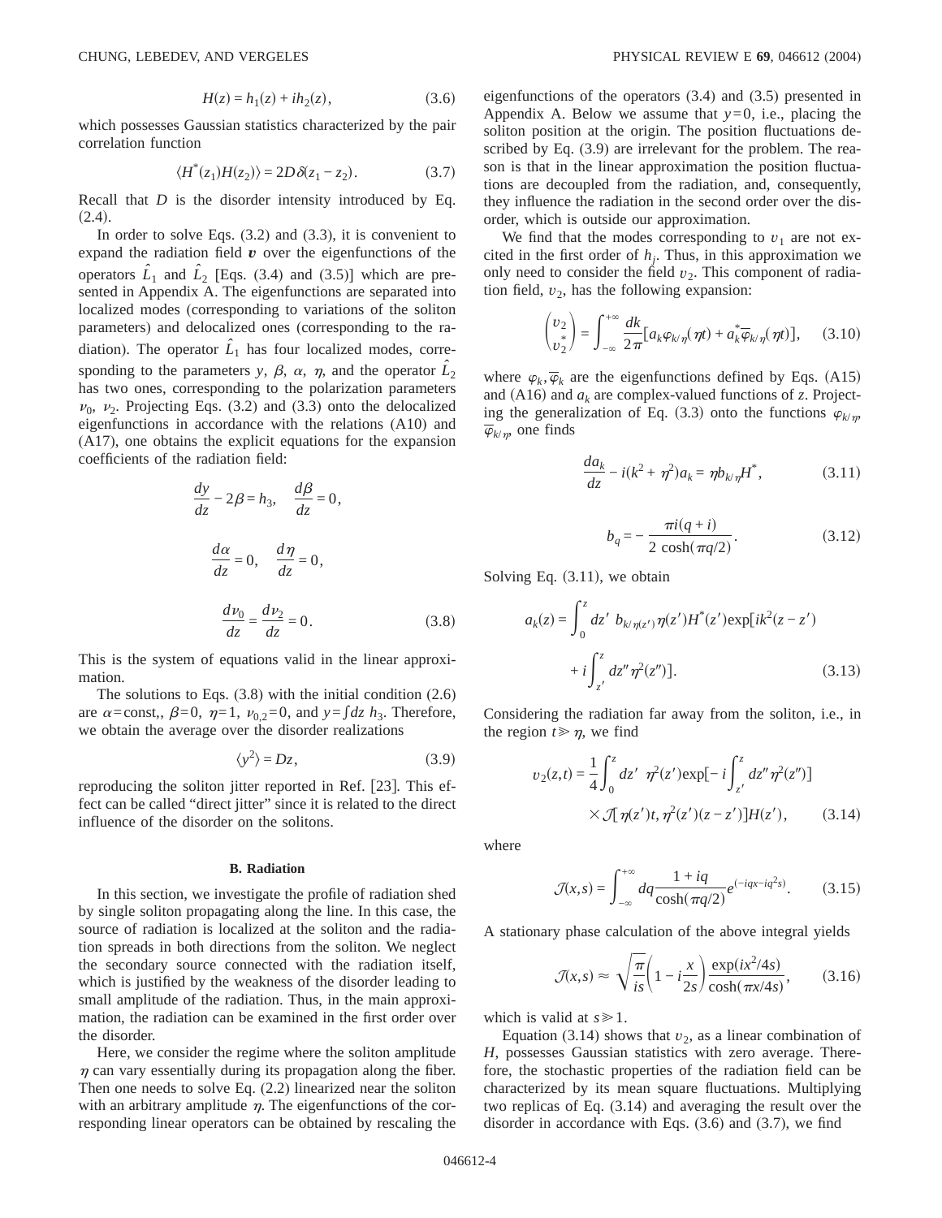$$H(z) = h_1(z) + ih_2(z), \tag{3.6}$$

which possesses Gaussian statistics characterized by the pair correlation function

$$\langle H^*(z_1)H(z_2)\rangle = 2D\delta(z_1 - z_2). \tag{3.7}$$

Recall that $D$ is the disorder intensity introduced by Eq. (2.4).

In order to solve Eqs. (3.2) and (3.3), it is convenient to expand the radiation field $\boldsymbol{v}$ over the eigenfunctions of the operators $\hat{L}_1$ and $\hat{L}_2$ [Eqs. (3.4) and (3.5)] which are presented in Appendix A. The eigenfunctions are separated into localized modes (corresponding to variations of the soliton parameters) and delocalized ones (corresponding to the radiation). The operator $\hat{L}_1$ has four localized modes, corresponding to the parameters $y$, $\beta$, $\alpha$, $\eta$, and the operator $\hat{L}_2$ has two ones, corresponding to the polarization parameters $\nu_0$, $\nu_2$. Projecting Eqs. (3.2) and (3.3) onto the delocalized eigenfunctions in accordance with the relations (A10) and (A17), one obtains the explicit equations for the expansion coefficients of the radiation field:

$$\frac{dy}{dz} - 2\beta = h_3, \quad \frac{d\beta}{dz} = 0,$$

$$\frac{d\alpha}{dz} = 0, \quad \frac{d\eta}{dz} = 0,$$

$$\frac{d\nu_0}{dz} = \frac{d\nu_2}{dz} = 0. \tag{3.8}$$

This is the system of equations valid in the linear approximation.

The solutions to Eqs. (3.8) with the initial condition (2.6) are $\alpha=\text{const}$,, $\beta=0$, $\eta=1$, $\nu_{0,2}=0$, and $y=\int dz\, h_3$. Therefore, we obtain the average over the disorder realizations

$$\langle y^2\rangle = Dz, \tag{3.9}$$

reproducing the soliton jitter reported in Ref. [23]. This effect can be called "direct jitter" since it is related to the direct influence of the disorder on the solitons.

### B. Radiation

In this section, we investigate the profile of radiation shed by single soliton propagating along the line. In this case, the source of radiation is localized at the soliton and the radiation spreads in both directions from the soliton. We neglect the secondary source connected with the radiation itself, which is justified by the weakness of the disorder leading to small amplitude of the radiation. Thus, in the main approximation, the radiation can be examined in the first order over the disorder.

Here, we consider the regime where the soliton amplitude $\eta$ can vary essentially during its propagation along the fiber. Then one needs to solve Eq. (2.2) linearized near the soliton with an arbitrary amplitude $\eta$. The eigenfunctions of the corresponding linear operators can be obtained by rescaling the eigenfunctions of the operators (3.4) and (3.5) presented in Appendix A. Below we assume that $y=0$, i.e., placing the soliton position at the origin. The position fluctuations described by Eq. (3.9) are irrelevant for the problem. The reason is that in the linear approximation the position fluctuations are decoupled from the radiation, and, consequently, they influence the radiation in the second order over the disorder, which is outside our approximation.

We find that the modes corresponding to $v_1$ are not excited in the first order of $h_j$. Thus, in this approximation we only need to consider the field $v_2$. This component of radiation field, $v_2$, has the following expansion:

$$\begin{pmatrix} v_2 \\ v_2^* \end{pmatrix} = \int_{-\infty}^{+\infty} \frac{dk}{2\pi}[a_k\varphi_{k/\eta}(\eta t) + a_k^*\bar{\varphi}_{k/\eta}(\eta t)], \tag{3.10}$$

where $\varphi_k,\bar{\varphi}_k$ are the eigenfunctions defined by Eqs. (A15) and (A16) and $a_k$ are complex-valued functions of $z$. Projecting the generalization of Eq. (3.3) onto the functions $\varphi_{k/\eta}$, $\bar{\varphi}_{k/\eta}$, one finds

$$\frac{da_k}{dz} - i(k^2 + \eta^2)a_k = \eta b_{k/\eta}H^*, \tag{3.11}$$

$$b_q = -\frac{\pi i(q+i)}{2\cosh(\pi q/2)}. \tag{3.12}$$

Solving Eq. (3.11), we obtain

$$a_k(z) = \int_0^z dz'\, b_{k/\eta(z')}\eta(z')H^*(z')\exp\Big[ik^2(z-z') + i\int_{z'}^z dz''\eta^2(z'')\Big]. \tag{3.13}$$

Considering the radiation far away from the soliton, i.e., in the region $t \gg \eta$, we find

$$v_2(z,t) = \frac{1}{4}\int_0^z dz'\, \eta^2(z')\exp\Big[-i\int_{z'}^z dz''\eta^2(z'')\Big] \times \mathcal{J}[\eta(z')t, \eta^2(z')(z-z')]H(z'), \tag{3.14}$$

where

$$\mathcal{J}(x,s) = \int_{-\infty}^{+\infty} dq \frac{1+iq}{\cosh(\pi q/2)}e^{(-iqx - iq^2 s)}. \tag{3.15}$$

A stationary phase calculation of the above integral yields

$$\mathcal{J}(x,s) \approx \sqrt{\frac{\pi}{is}}\left(1 - i\frac{x}{2s}\right)\frac{\exp(ix^2/4s)}{\cosh(\pi x/4s)}, \tag{3.16}$$

which is valid at $s \gg 1$.

Equation (3.14) shows that $v_2$, as a linear combination of $H$, possesses Gaussian statistics with zero average. Therefore, the stochastic properties of the radiation field can be characterized by its mean square fluctuations. Multiplying two replicas of Eq. (3.14) and averaging the result over the disorder in accordance with Eqs. (3.6) and (3.7), we find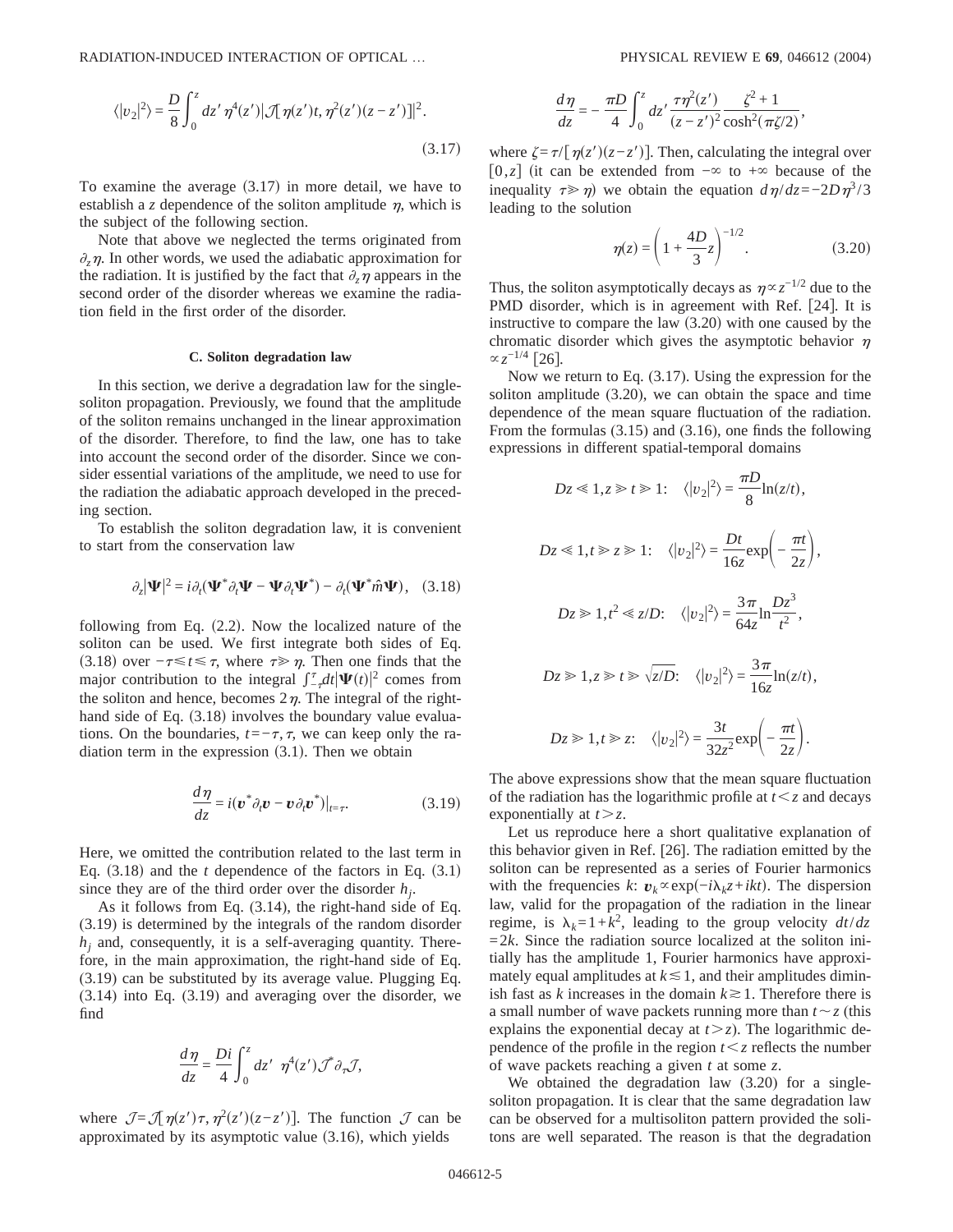$$\langle |v_2|^2 \rangle = \frac{D}{8}\int_0^z dz'\, \eta^4(z') |\mathcal{J}[\eta(z')t, \eta^2(z')(z-z')]|^2. \tag{3.17}$$

To examine the average (3.17) in more detail, we have to establish a $z$ dependence of the soliton amplitude $\eta$, which is the subject of the following section.

Note that above we neglected the terms originated from $\partial_z \eta$. In other words, we used the adiabatic approximation for the radiation. It is justified by the fact that $\partial_z \eta$ appears in the second order of the disorder whereas we examine the radiation field in the first order of the disorder.

### C. Soliton degradation law

In this section, we derive a degradation law for the single-soliton propagation. Previously, we found that the amplitude of the soliton remains unchanged in the linear approximation of the disorder. Therefore, to find the law, one has to take into account the second order of the disorder. Since we consider essential variations of the amplitude, we need to use for the radiation the adiabatic approach developed in the preceding section.

To establish the soliton degradation law, it is convenient to start from the conservation law

$$\partial_z |\mathbf{\Psi}|^2 = i\partial_t(\mathbf{\Psi}^* \partial_t \mathbf{\Psi} - \mathbf{\Psi}\partial_t \mathbf{\Psi}^*) - \partial_t(\mathbf{\Psi}^* \hat{m} \mathbf{\Psi}), \tag{3.18}$$

following from Eq. (2.2). Now the localized nature of the soliton can be used. We first integrate both sides of Eq. (3.18) over $-\tau \le t \le \tau$, where $\tau \gg \eta$. Then one finds that the major contribution to the integral $\int_{-\tau}^{\tau} dt |\mathbf{\Psi}(t)|^2$ comes from the soliton and hence, becomes $2\eta$. The integral of the right-hand side of Eq. (3.18) involves the boundary value evaluations. On the boundaries, $t=-\tau, \tau$, we can keep only the radiation term in the expression (3.1). Then we obtain

$$\frac{d\eta}{dz} = i(\boldsymbol{v}^* \partial_t \boldsymbol{v} - \boldsymbol{v}\partial_t \boldsymbol{v}^*)|_{t=\tau}. \tag{3.19}$$

Here, we omitted the contribution related to the last term in Eq. (3.18) and the $t$ dependence of the factors in Eq. (3.1) since they are of the third order over the disorder $h_j$.

As it follows from Eq. (3.14), the right-hand side of Eq. (3.19) is determined by the integrals of the random disorder $h_j$ and, consequently, it is a self-averaging quantity. Therefore, in the main approximation, the right-hand side of Eq. (3.19) can be substituted by its average value. Plugging Eq. (3.14) into Eq. (3.19) and averaging over the disorder, we find

$$\frac{d\eta}{dz} = \frac{Di}{4}\int_0^z dz' \;\; \eta^4(z') \mathcal{J}^* \partial_\tau \mathcal{J},$$

where $\mathcal{J} = \mathcal{J}[\eta(z')\tau, \eta^2(z')(z-z')]$. The function $\mathcal{J}$ can be approximated by its asymptotic value (3.16), which yields

$$\frac{d\eta}{dz} = -\frac{\pi D}{4}\int_0^z dz' \frac{\tau \eta^2(z')}{(z-z')^2} \frac{\zeta^2+1}{\cosh^2(\pi\zeta/2)},$$

where $\zeta = \tau/[\eta(z')(z-z')]$. Then, calculating the integral over $[0,z]$ (it can be extended from $-\infty$ to $+\infty$ because of the inequality $\tau \gg \eta$) we obtain the equation $d\eta/dz = -2D\eta^3/3$ leading to the solution

$$\eta(z) = \left(1 + \frac{4D}{3}z\right)^{-1/2}. \tag{3.20}$$

Thus, the soliton asymptotically decays as $\eta \propto z^{-1/2}$ due to the PMD disorder, which is in agreement with Ref. [24]. It is instructive to compare the law (3.20) with one caused by the chromatic disorder which gives the asymptotic behavior $\eta \propto z^{-1/4}$ [26].

Now we return to Eq. (3.17). Using the expression for the soliton amplitude (3.20), we can obtain the space and time dependence of the mean square fluctuation of the radiation. From the formulas (3.15) and (3.16), one finds the following expressions in different spatial-temporal domains

$$Dz \ll 1, z \gg t \gg 1: \quad \langle |v_2|^2 \rangle = \frac{\pi D}{8}\ln(z/t),$$

$$Dz \ll 1, t \gg z \gg 1: \quad \langle |v_2|^2 \rangle = \frac{Dt}{16z}\exp\left(-\frac{\pi t}{2z}\right),$$

$$Dz \gg 1, t^2 \ll z/D: \quad \langle |v_2|^2 \rangle = \frac{3\pi}{64z}\ln\frac{Dz^3}{t^2},$$

$$Dz \gg 1, z \gg t \gg \sqrt{z/D}: \quad \langle |v_2|^2 \rangle = \frac{3\pi}{16z}\ln(z/t),$$

$$Dz \gg 1, t \gg z: \quad \langle |v_2|^2 \rangle = \frac{3t}{32z^2}\exp\left(-\frac{\pi t}{2z}\right).$$

The above expressions show that the mean square fluctuation of the radiation has the logarithmic profile at $t<z$ and decays exponentially at $t>z$.

Let us reproduce here a short qualitative explanation of this behavior given in Ref. [26]. The radiation emitted by the soliton can be represented as a series of Fourier harmonics with the frequencies $k$: $\boldsymbol{v}_k \propto \exp(-i\lambda_k z + ikt)$. The dispersion law, valid for the propagation of the radiation in the linear regime, is $\lambda_k = 1+k^2$, leading to the group velocity $dt/dz = 2k$. Since the radiation source localized at the soliton initially has the amplitude 1, Fourier harmonics have approximately equal amplitudes at $k \lesssim 1$, and their amplitudes diminish fast as $k$ increases in the domain $k \gtrsim 1$. Therefore there is a small number of wave packets running more than $t \sim z$ (this explains the exponential decay at $t>z$). The logarithmic dependence of the profile in the region $t<z$ reflects the number of wave packets reaching a given $t$ at some $z$.

We obtained the degradation law (3.20) for a single-soliton propagation. It is clear that the same degradation law can be observed for a multisoliton pattern provided the solitons are well separated. The reason is that the degradation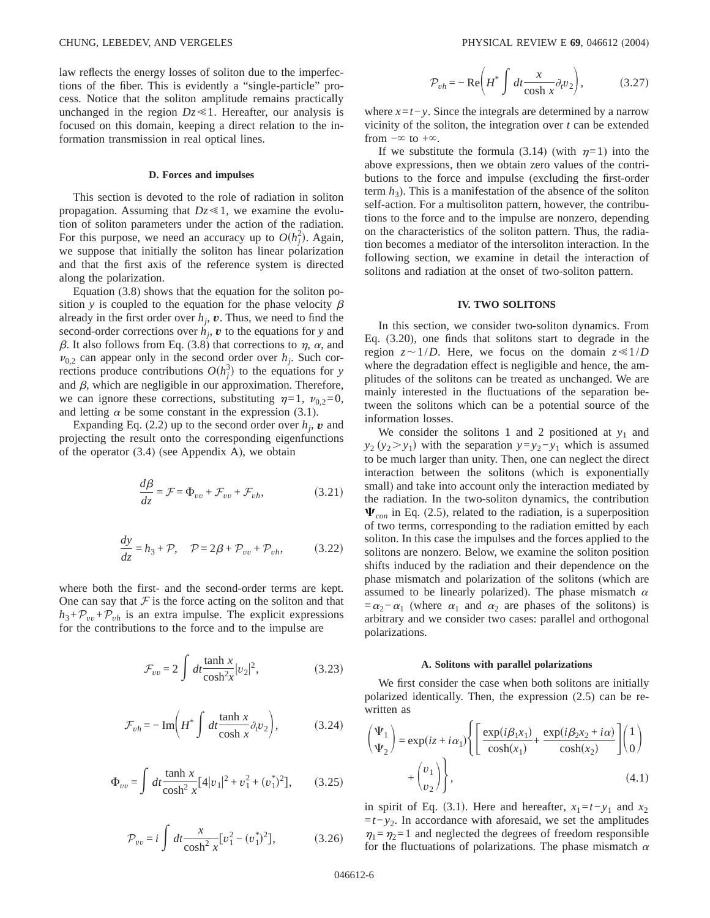law reflects the energy losses of soliton due to the imperfections of the fiber. This is evidently a "single-particle" process. Notice that the soliton amplitude remains practically unchanged in the region $Dz \ll 1$. Hereafter, our analysis is focused on this domain, keeping a direct relation to the information transmission in real optical lines.

### D. Forces and impulses

This section is devoted to the role of radiation in soliton propagation. Assuming that $Dz \ll 1$, we examine the evolution of soliton parameters under the action of the radiation. For this purpose, we need an accuracy up to $O(h_j^2)$. Again, we suppose that initially the soliton has linear polarization and that the first axis of the reference system is directed along the polarization.

Equation (3.8) shows that the equation for the soliton position $y$ is coupled to the equation for the phase velocity $\beta$ already in the first order over $h_j$, $\boldsymbol{v}$. Thus, we need to find the second-order corrections over $h_j$, $\boldsymbol{v}$ to the equations for $y$ and $\beta$. It also follows from Eq. (3.8) that corrections to $\eta$, $\alpha$, and $\nu_{0,2}$ can appear only in the second order over $h_j$. Such corrections produce contributions $O(h_j^3)$ to the equations for $y$ and $\beta$, which are negligible in our approximation. Therefore, we can ignore these corrections, substituting $\eta=1$, $\nu_{0,2}=0$, and letting $\alpha$ be some constant in the expression (3.1).

Expanding Eq. (2.2) up to the second order over $h_j$, $\boldsymbol{v}$ and projecting the result onto the corresponding eigenfunctions of the operator (3.4) (see Appendix A), we obtain

$$\frac{d\beta}{dz} = \mathcal{F} = \Phi_{vv} + \mathcal{F}_{vv} + \mathcal{F}_{vh}, \tag{3.21}$$

$$\frac{dy}{dz} = h_3 + \mathcal{P}, \quad \mathcal{P} = 2\beta + \mathcal{P}_{vv} + \mathcal{P}_{vh}, \tag{3.22}$$

where both the first- and the second-order terms are kept. One can say that $\mathcal{F}$ is the force acting on the soliton and that $h_3+\mathcal{P}_{vv}+\mathcal{P}_{vh}$ is an extra impulse. The explicit expressions for the contributions to the force and to the impulse are

$$\mathcal{F}_{vv} = 2\int dt \frac{\tanh x}{\cosh^2 x}|v_2|^2, \tag{3.23}$$

$$\mathcal{F}_{vh} = -\,\mathrm{Im}\left(H^* \int dt \frac{\tanh x}{\cosh x}\partial_t v_2\right), \tag{3.24}$$

$$\Phi_{vv} = \int dt \frac{\tanh x}{\cosh^2 x}[4|v_1|^2 + v_1^2 + (v_1^*)^2], \tag{3.25}$$

$$\mathcal{P}_{vv} = i\int dt \frac{x}{\cosh^2 x}[v_1^2 - (v_1^*)^2], \tag{3.26}$$

$$\mathcal{P}_{vh} = -\,\mathrm{Re}\left(H^* \int dt \frac{x}{\cosh x}\partial_t v_2\right), \tag{3.27}$$

where $x=t-y$. Since the integrals are determined by a narrow vicinity of the soliton, the integration over $t$ can be extended from $-\infty$ to $+\infty$.

If we substitute the formula (3.14) (with $\eta=1$) into the above expressions, then we obtain zero values of the contributions to the force and impulse (excluding the first-order term $h_3$). This is a manifestation of the absence of the soliton self-action. For a multisoliton pattern, however, the contributions to the force and to the impulse are nonzero, depending on the characteristics of the soliton pattern. Thus, the radiation becomes a mediator of the intersoliton interaction. In the following section, we examine in detail the interaction of solitons and radiation at the onset of two-soliton pattern.

## IV. TWO SOLITONS

In this section, we consider two-soliton dynamics. From Eq. (3.20), one finds that solitons start to degrade in the region $z \sim 1/D$. Here, we focus on the domain $z \ll 1/D$ where the degradation effect is negligible and hence, the amplitudes of the solitons can be treated as unchanged. We are mainly interested in the fluctuations of the separation between the solitons which can be a potential source of the information losses.

We consider the solitons 1 and 2 positioned at $y_1$ and $y_2$ $(y_2 > y_1)$ with the separation $y=y_2-y_1$ which is assumed to be much larger than unity. Then, one can neglect the direct interaction between the solitons (which is exponentially small) and take into account only the interaction mediated by the radiation. In the two-soliton dynamics, the contribution $\boldsymbol{\Psi}_{con}$ in Eq. (2.5), related to the radiation, is a superposition of two terms, corresponding to the radiation emitted by each soliton. In this case the impulses and the forces applied to the solitons are nonzero. Below, we examine the soliton position shifts induced by the radiation and their dependence on the phase mismatch and polarization of the solitons (which are assumed to be linearly polarized). The phase mismatch $\alpha = \alpha_2 - \alpha_1$ (where $\alpha_1$ and $\alpha_2$ are phases of the solitons) is arbitrary and we consider two cases: parallel and orthogonal polarizations.

### A. Solitons with parallel polarizations

We first consider the case when both solitons are initially polarized identically. Then, the expression (2.5) can be rewritten as

$$\begin{pmatrix}\Psi_1\\ \Psi_2\end{pmatrix} = \exp(iz+i\alpha_1)\left\{\left[\frac{\exp(i\beta_1 x_1)}{\cosh(x_1)} + \frac{\exp(i\beta_2 x_2 + i\alpha)}{\cosh(x_2)}\right]\begin{pmatrix}1\\0\end{pmatrix} + \begin{pmatrix}v_1\\ v_2\end{pmatrix}\right\}, \tag{4.1}$$

in spirit of Eq. (3.1). Here and hereafter, $x_1=t-y_1$ and $x_2=t-y_2$. In accordance with aforesaid, we set the amplitudes $\eta_1=\eta_2=1$ and neglected the degrees of freedom responsible for the fluctuations of polarizations. The phase mismatch $\alpha$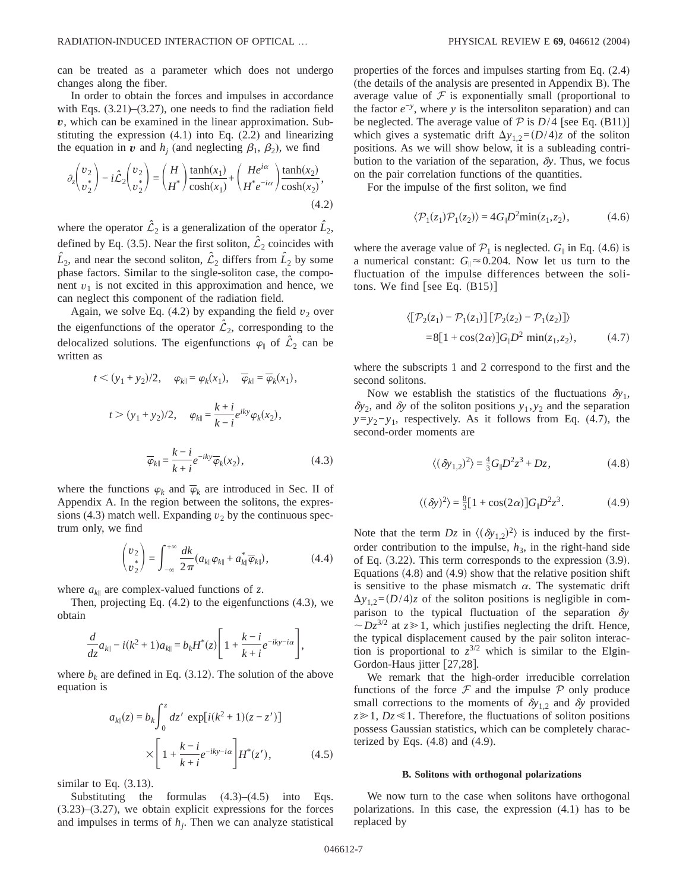can be treated as a parameter which does not undergo changes along the fiber.

In order to obtain the forces and impulses in accordance with Eqs. (3.21)–(3.27), one needs to find the radiation field $\boldsymbol{v}$, which can be examined in the linear approximation. Substituting the expression (4.1) into Eq. (2.2) and linearizing the equation in $\boldsymbol{v}$ and $h_j$ (and neglecting $\beta_1$, $\beta_2$), we find

$$\partial_z \begin{pmatrix} v_2 \\ v_2^* \end{pmatrix} - i\hat{\mathcal{L}}_2 \begin{pmatrix} v_2 \\ v_2^* \end{pmatrix} = \begin{pmatrix} H \\ H^* \end{pmatrix} \frac{\tanh(x_1)}{\cosh(x_1)} + \begin{pmatrix} He^{i\alpha} \\ H^* e^{-i\alpha} \end{pmatrix} \frac{\tanh(x_2)}{\cosh(x_2)}, \tag{4.2}$$

where the operator $\hat{\mathcal{L}}_2$ is a generalization of the operator $\hat{L}_2$, defined by Eq. (3.5). Near the first soliton, $\hat{\mathcal{L}}_2$ coincides with $\hat{L}_2$, and near the second soliton, $\hat{\mathcal{L}}_2$ differs from $\hat{L}_2$ by some phase factors. Similar to the single-soliton case, the component $v_1$ is not excited in this approximation and hence, we can neglect this component of the radiation field.

Again, we solve Eq. (4.2) by expanding the field $v_2$ over the eigenfunctions of the operator $\hat{\mathcal{L}}_2$, corresponding to the delocalized solutions. The eigenfunctions $\varphi_\parallel$ of $\hat{\mathcal{L}}_2$ can be written as

$$t<(y_1+y_2)/2, \quad \varphi_{k\parallel} = \varphi_k(x_1), \quad \bar{\varphi}_{k\parallel} = \bar{\varphi}_k(x_1),$$

$$t>(y_1+y_2)/2, \quad \varphi_{k\parallel} = \frac{k+i}{k-i} e^{iky} \varphi_k(x_2),$$

$$\bar{\varphi}_{k\parallel} = \frac{k-i}{k+i} e^{-iky} \bar{\varphi}_k(x_2), \tag{4.3}$$

where the functions $\varphi_k$ and $\bar{\varphi}_k$ are introduced in Sec. II of Appendix A. In the region between the solitons, the expressions (4.3) match well. Expanding $v_2$ by the continuous spectrum only, we find

$$\begin{pmatrix} v_2 \\ v_2^* \end{pmatrix} = \int_{-\infty}^{+\infty} \frac{dk}{2\pi} (a_{k\parallel} \varphi_{k\parallel} + a_{k\parallel}^* \bar{\varphi}_{k\parallel}), \tag{4.4}$$

where $a_{k\parallel}$ are complex-valued functions of $z$.

Then, projecting Eq. (4.2) to the eigenfunctions (4.3), we obtain

$$\frac{d}{dz} a_{k\parallel} - i(k^2+1) a_{k\parallel} = b_k H^*(z) \left[ 1 + \frac{k-i}{k+i} e^{-iky-i\alpha} \right],$$

where $b_k$ are defined in Eq. (3.12). The solution of the above equation is

$$a_{k\parallel}(z) = b_k \int_0^z dz' \exp[i(k^2+1)(z-z')] \times \left[ 1 + \frac{k-i}{k+i} e^{-iky-i\alpha} \right] H^*(z'), \tag{4.5}$$

similar to Eq. (3.13).

Substituting the formulas (4.3)–(4.5) into Eqs. (3.23)–(3.27), we obtain explicit expressions for the forces and impulses in terms of $h_j$. Then we can analyze statistical properties of the forces and impulses starting from Eq. (2.4) (the details of the analysis are presented in Appendix B). The average value of $\mathcal{F}$ is exponentially small (proportional to the factor $e^{-y}$, where $y$ is the intersoliton separation) and can be neglected. The average value of $\mathcal{P}$ is $D/4$ [see Eq. (B11)] which gives a systematic drift $\Delta y_{1,2} = (D/4)z$ of the soliton positions. As we will show below, it is a subleading contribution to the variation of the separation, $\delta y$. Thus, we focus on the pair correlation functions of the quantities.

For the impulse of the first soliton, we find

$$\langle \mathcal{P}_1(z_1) \mathcal{P}_1(z_2) \rangle = 4 G_\parallel D^2 \min(z_1, z_2), \tag{4.6}$$

where the average value of $\mathcal{P}_1$ is neglected. $G_\parallel$ in Eq. (4.6) is a numerical constant: $G_\parallel \approx 0.204$. Now let us turn to the fluctuation of the impulse differences between the solitons. We find [see Eq. (B15)]

$$\langle [\mathcal{P}_2(z_1) - \mathcal{P}_1(z_1)][\mathcal{P}_2(z_2) - \mathcal{P}_1(z_2)] \rangle = 8[1+\cos(2\alpha)] G_\parallel D^2 \min(z_1, z_2), \tag{4.7}$$

where the subscripts 1 and 2 correspond to the first and the second solitons.

Now we establish the statistics of the fluctuations $\delta y_1$, $\delta y_2$, and $\delta y$ of the soliton positions $y_1, y_2$ and the separation $y = y_2 - y_1$, respectively. As it follows from Eq. (4.7), the second-order moments are

$$\langle (\delta y_{1,2})^2 \rangle = \tfrac{4}{3} G_\parallel D^2 z^3 + Dz, \tag{4.8}$$

$$\langle (\delta y)^2 \rangle = \tfrac{8}{3}[1+\cos(2\alpha)] G_\parallel D^2 z^3. \tag{4.9}$$

Note that the term $Dz$ in $\langle (\delta y_{1,2})^2 \rangle$ is induced by the first-order contribution to the impulse, $h_3$, in the right-hand side of Eq. (3.22). This term corresponds to the expression (3.9). Equations (4.8) and (4.9) show that the relative position shift is sensitive to the phase mismatch $\alpha$. The systematic drift $\Delta y_{1,2} = (D/4)z$ of the soliton positions is negligible in comparison to the typical fluctuation of the separation $\delta y \sim Dz^{3/2}$ at $z \gg 1$, which justifies neglecting the drift. Hence, the typical displacement caused by the pair soliton interaction is proportional to $z^{3/2}$ which is similar to the Elgin-Gordon-Haus jitter [27,28].

We remark that the high-order irreducible correlation functions of the force $\mathcal{F}$ and the impulse $\mathcal{P}$ only produce small corrections to the moments of $\delta y_{1,2}$ and $\delta y$ provided $z \gg 1$, $Dz \ll 1$. Therefore, the fluctuations of soliton positions possess Gaussian statistics, which can be completely characterized by Eqs. (4.8) and (4.9).

### B. Solitons with orthogonal polarizations

We now turn to the case when solitons have orthogonal polarizations. In this case, the expression (4.1) has to be replaced by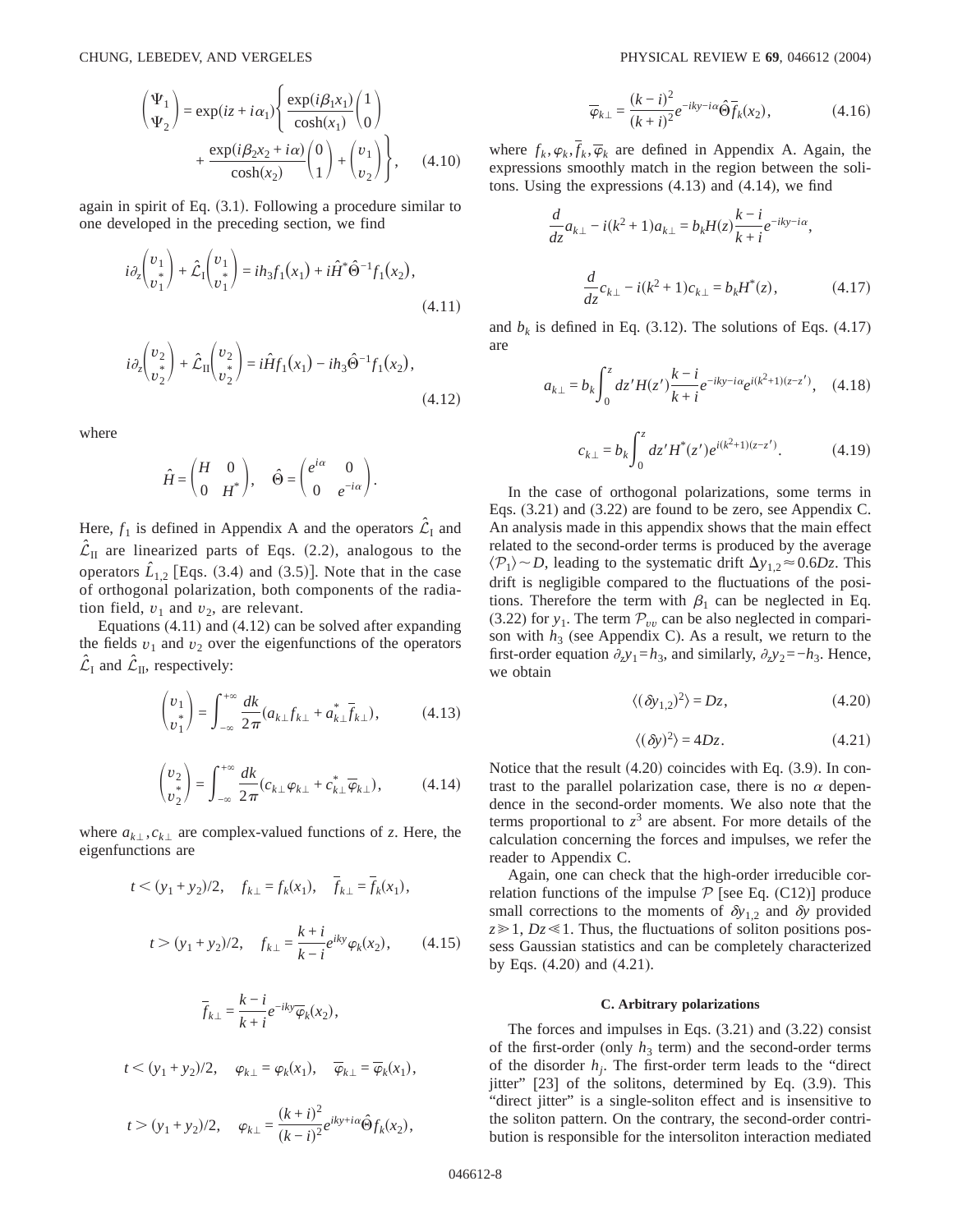$$\begin{pmatrix}\Psi_1\\ \Psi_2\end{pmatrix} = \exp(iz + i\alpha_1)\left\{\frac{\exp(i\beta_1 x_1)}{\cosh(x_1)}\begin{pmatrix}1\\0\end{pmatrix} + \frac{\exp(i\beta_2 x_2 + i\alpha)}{\cosh(x_2)}\begin{pmatrix}0\\1\end{pmatrix} + \begin{pmatrix}v_1\\v_2\end{pmatrix}\right\}, \quad (4.10)$$

again in spirit of Eq. (3.1). Following a procedure similar to one developed in the preceding section, we find

$$i\partial_z\begin{pmatrix}v_1\\v_1^*\end{pmatrix} + \hat{\mathcal{L}}_{\mathrm{I}}\begin{pmatrix}v_1\\v_1^*\end{pmatrix} = ih_3 f_1(x_1) + i\hat{H}^*\hat{\Theta}^{-1}f_1(x_2), \quad (4.11)$$

$$i\partial_z\begin{pmatrix}v_2\\v_2^*\end{pmatrix} + \hat{\mathcal{L}}_{\mathrm{II}}\begin{pmatrix}v_2\\v_2^*\end{pmatrix} = i\hat{H}f_1(x_1) - ih_3\hat{\Theta}^{-1}f_1(x_2), \quad (4.12)$$

where

$$\hat{H} = \begin{pmatrix}H & 0\\ 0 & H^*\end{pmatrix}, \quad \hat{\Theta} = \begin{pmatrix}e^{i\alpha} & 0\\ 0 & e^{-i\alpha}\end{pmatrix}.$$

Here, $f_1$ is defined in Appendix A and the operators $\hat{\mathcal{L}}_{\mathrm{I}}$ and $\hat{\mathcal{L}}_{\mathrm{II}}$ are linearized parts of Eqs. (2.2), analogous to the operators $\hat{L}_{1,2}$ [Eqs. (3.4) and (3.5)]. Note that in the case of orthogonal polarization, both components of the radiation field, $v_1$ and $v_2$, are relevant.

Equations (4.11) and (4.12) can be solved after expanding the fields $v_1$ and $v_2$ over the eigenfunctions of the operators $\hat{\mathcal{L}}_{\mathrm{I}}$ and $\hat{\mathcal{L}}_{\mathrm{II}}$, respectively:

$$\begin{pmatrix}v_1\\v_1^*\end{pmatrix} = \int_{-\infty}^{+\infty}\frac{dk}{2\pi}(a_{k\perp}f_{k\perp} + a_{k\perp}^*\bar{f}_{k\perp}), \quad (4.13)$$

$$\begin{pmatrix}v_2\\v_2^*\end{pmatrix} = \int_{-\infty}^{+\infty}\frac{dk}{2\pi}(c_{k\perp}\varphi_{k\perp} + c_{k\perp}^*\bar{\varphi}_{k\perp}), \quad (4.14)$$

where $a_{k\perp}, c_{k\perp}$ are complex-valued functions of $z$. Here, the eigenfunctions are

$$t < (y_1+y_2)/2, \quad f_{k\perp} = f_k(x_1), \quad \bar{f}_{k\perp} = \bar{f}_k(x_1),$$

$$t > (y_1+y_2)/2, \quad f_{k\perp} = \frac{k+i}{k-i}e^{iky}\varphi_k(x_2), \quad (4.15)$$

$$\bar{f}_{k\perp} = \frac{k-i}{k+i}e^{-iky}\bar{\varphi}_k(x_2),$$

$$t < (y_1+y_2)/2, \quad \varphi_{k\perp} = \varphi_k(x_1), \quad \bar{\varphi}_{k\perp} = \bar{\varphi}_k(x_1),$$

$$t > (y_1+y_2)/2, \quad \varphi_{k\perp} = \frac{(k+i)^2}{(k-i)^2}e^{iky+i\alpha}\hat{\Theta}f_k(x_2),$$

$$\bar{\varphi}_{k\perp} = \frac{(k-i)^2}{(k+i)^2}e^{-iky-i\alpha}\hat{\Theta}\bar{f}_k(x_2), \quad (4.16)$$

where $f_k, \varphi_k, \bar{f}_k, \bar{\varphi}_k$ are defined in Appendix A. Again, the expressions smoothly match in the region between the solitons. Using the expressions (4.13) and (4.14), we find

$$\frac{d}{dz}a_{k\perp} - i(k^2+1)a_{k\perp} = b_k H(z)\frac{k-i}{k+i}e^{-iky-i\alpha},$$

$$\frac{d}{dz}c_{k\perp} - i(k^2+1)c_{k\perp} = b_k H^*(z), \quad (4.17)$$

and $b_k$ is defined in Eq. (3.12). The solutions of Eqs. (4.17) are

$$a_{k\perp} = b_k\int_0^z dz' H(z')\frac{k-i}{k+i}e^{-iky-i\alpha}e^{i(k^2+1)(z-z')}, \quad (4.18)$$

$$c_{k\perp} = b_k\int_0^z dz' H^*(z')e^{i(k^2+1)(z-z')}. \quad (4.19)$$

In the case of orthogonal polarizations, some terms in Eqs. (3.21) and (3.22) are found to be zero, see Appendix C. An analysis made in this appendix shows that the main effect related to the second-order terms is produced by the average $\langle\mathcal{P}_1\rangle \sim D$, leading to the systematic drift $\Delta y_{1,2} \approx 0.6Dz$. This drift is negligible compared to the fluctuations of the positions. Therefore the term with $\beta_1$ can be neglected in Eq. (3.22) for $y_1$. The term $\mathcal{P}_{vv}$ can be also neglected in comparison with $h_3$ (see Appendix C). As a result, we return to the first-order equation $\partial_z y_1 = h_3$, and similarly, $\partial_z y_2 = -h_3$. Hence, we obtain

$$\langle(\delta y_{1,2})^2\rangle = Dz, \quad (4.20)$$

$$\langle(\delta y)^2\rangle = 4Dz. \quad (4.21)$$

Notice that the result (4.20) coincides with Eq. (3.9). In contrast to the parallel polarization case, there is no $\alpha$ dependence in the second-order moments. We also note that the terms proportional to $z^3$ are absent. For more details of the calculation concerning the forces and impulses, we refer the reader to Appendix C.

Again, one can check that the high-order irreducible correlation functions of the impulse $\mathcal{P}$ [see Eq. (C12)] produce small corrections to the moments of $\delta y_{1,2}$ and $\delta y$ provided $z \gg 1$, $Dz \ll 1$. Thus, the fluctuations of soliton positions possess Gaussian statistics and can be completely characterized by Eqs. (4.20) and (4.21).

### C. Arbitrary polarizations

The forces and impulses in Eqs. (3.21) and (3.22) consist of the first-order (only $h_3$ term) and the second-order terms of the disorder $h_j$. The first-order term leads to the "direct jitter" [23] of the solitons, determined by Eq. (3.9). This "direct jitter" is a single-soliton effect and is insensitive to the soliton pattern. On the contrary, the second-order contribution is responsible for the intersoliton interaction mediated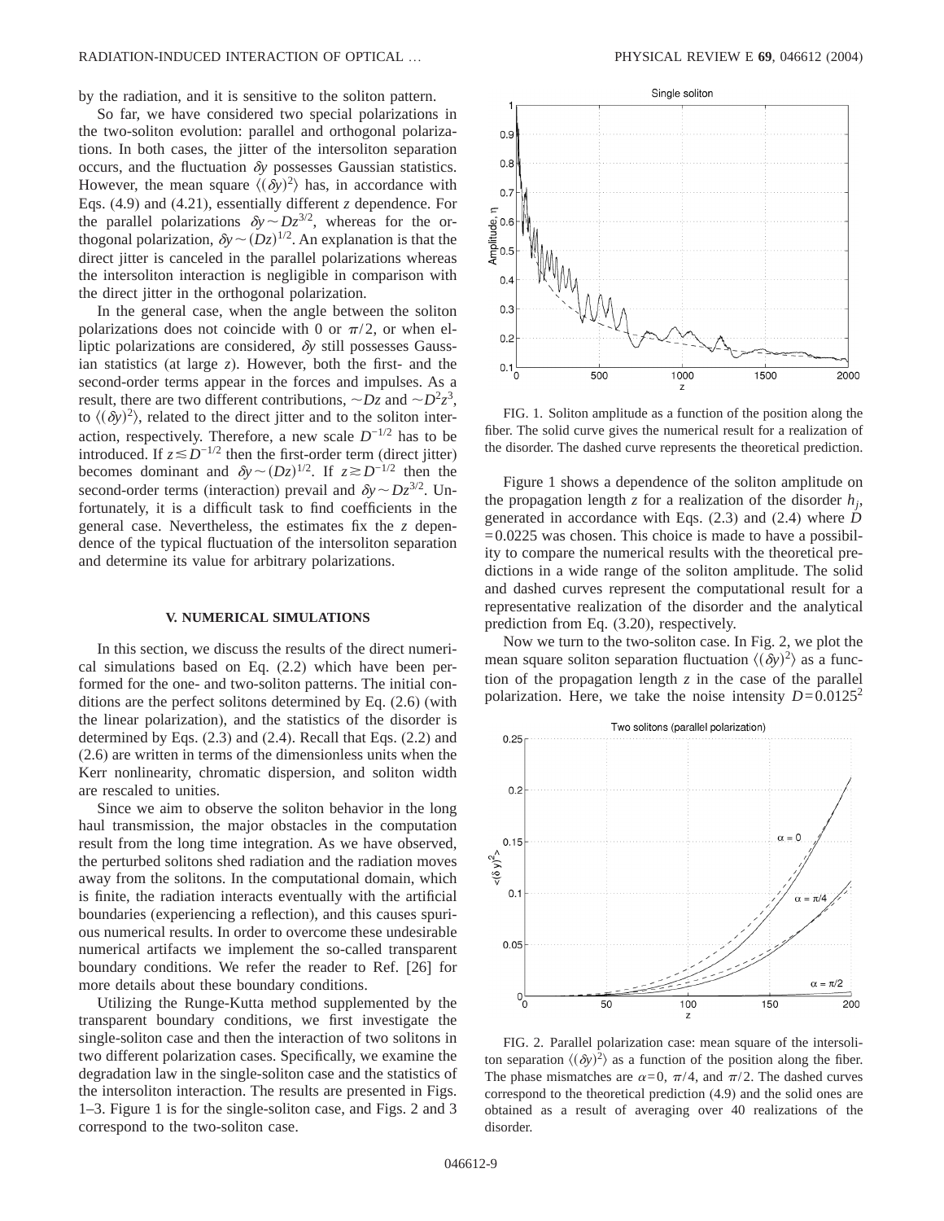by the radiation, and it is sensitive to the soliton pattern.

So far, we have considered two special polarizations in the two-soliton evolution: parallel and orthogonal polarizations. In both cases, the jitter of the intersoliton separation occurs, and the fluctuation $\delta y$ possesses Gaussian statistics. However, the mean square $\langle(\delta y)^2\rangle$ has, in accordance with Eqs. (4.9) and (4.21), essentially different $z$ dependence. For the parallel polarizations $\delta y \sim Dz^{3/2}$, whereas for the orthogonal polarization, $\delta y \sim (Dz)^{1/2}$. An explanation is that the direct jitter is canceled in the parallel polarizations whereas the intersoliton interaction is negligible in comparison with the direct jitter in the orthogonal polarization.

In the general case, when the angle between the soliton polarizations does not coincide with 0 or $\pi/2$, or when elliptic polarizations are considered, $\delta y$ still possesses Gaussian statistics (at large $z$). However, both the first- and the second-order terms appear in the forces and impulses. As a result, there are two different contributions, $\sim Dz$ and $\sim D^2 z^3$, to $\langle(\delta y)^2\rangle$, related to the direct jitter and to the soliton interaction, respectively. Therefore, a new scale $D^{-1/2}$ has to be introduced. If $z \lesssim D^{-1/2}$ then the first-order term (direct jitter) becomes dominant and $\delta y \sim (Dz)^{1/2}$. If $z \gtrsim D^{-1/2}$ then the second-order terms (interaction) prevail and $\delta y \sim Dz^{3/2}$. Unfortunately, it is a difficult task to find coefficients in the general case. Nevertheless, the estimates fix the $z$ dependence of the typical fluctuation of the intersoliton separation and determine its value for arbitrary polarizations.

## V. NUMERICAL SIMULATIONS

In this section, we discuss the results of the direct numerical simulations based on Eq. (2.2) which have been performed for the one- and two-soliton patterns. The initial conditions are the perfect solitons determined by Eq. (2.6) (with the linear polarization), and the statistics of the disorder is determined by Eqs. (2.3) and (2.4). Recall that Eqs. (2.2) and (2.6) are written in terms of the dimensionless units when the Kerr nonlinearity, chromatic dispersion, and soliton width are rescaled to unities.

Since we aim to observe the soliton behavior in the long haul transmission, the major obstacles in the computation result from the long time integration. As we have observed, the perturbed solitons shed radiation and the radiation moves away from the solitons. In the computational domain, which is finite, the radiation interacts eventually with the artificial boundaries (experiencing a reflection), and this causes spurious numerical results. In order to overcome these undesirable numerical artifacts we implement the so-called transparent boundary conditions. We refer the reader to Ref. [26] for more details about these boundary conditions.

Utilizing the Runge-Kutta method supplemented by the transparent boundary conditions, we first investigate the single-soliton case and then the interaction of two solitons in two different polarization cases. Specifically, we examine the degradation law in the single-soliton case and the statistics of the intersoliton interaction. The results are presented in Figs. 1–3. Figure 1 is for the single-soliton case, and Figs. 2 and 3 correspond to the two-soliton case.

FIG. 1. Soliton amplitude as a function of the position along the fiber. The solid curve gives the numerical result for a realization of the disorder. The dashed curve represents the theoretical prediction.

Figure 1 shows a dependence of the soliton amplitude on the propagation length $z$ for a realization of the disorder $h_j$, generated in accordance with Eqs. (2.3) and (2.4) where $D = 0.0225$ was chosen. This choice is made to have a possibility to compare the numerical results with the theoretical predictions in a wide range of the soliton amplitude. The solid and dashed curves represent the computational result for a representative realization of the disorder and the analytical prediction from Eq. (3.20), respectively.

Now we turn to the two-soliton case. In Fig. 2, we plot the mean square soliton separation fluctuation $\langle(\delta y)^2\rangle$ as a function of the propagation length $z$ in the case of the parallel polarization. Here, we take the noise intensity $D = 0.0125^2$

FIG. 2. Parallel polarization case: mean square of the intersoliton separation $\langle(\delta y)^2\rangle$ as a function of the position along the fiber. The phase mismatches are $\alpha = 0$, $\pi/4$, and $\pi/2$. The dashed curves correspond to the theoretical prediction (4.9) and the solid ones are obtained as a result of averaging over 40 realizations of the disorder.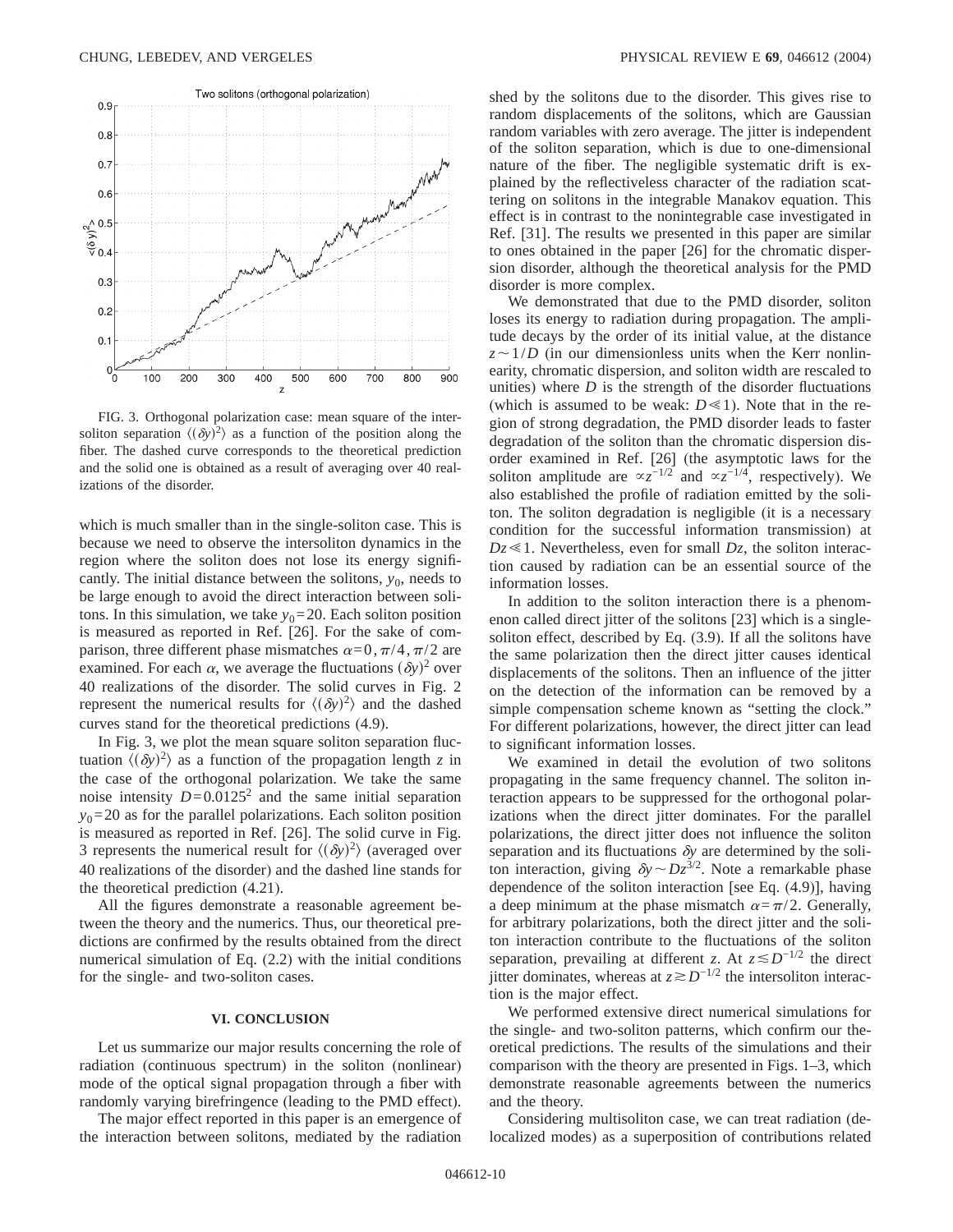FIG. 3. Orthogonal polarization case: mean square of the intersoliton separation $\langle(\delta y)^2\rangle$ as a function of the position along the fiber. The dashed curve corresponds to the theoretical prediction and the solid one is obtained as a result of averaging over 40 realizations of the disorder.

which is much smaller than in the single-soliton case. This is because we need to observe the intersoliton dynamics in the region where the soliton does not lose its energy significantly. The initial distance between the solitons, $y_0$, needs to be large enough to avoid the direct interaction between solitons. In this simulation, we take $y_0=20$. Each soliton position is measured as reported in Ref. [26]. For the sake of comparison, three different phase mismatches $\alpha=0,\pi/4,\pi/2$ are examined. For each $\alpha$, we average the fluctuations $(\delta y)^2$ over 40 realizations of the disorder. The solid curves in Fig. 2 represent the numerical results for $\langle(\delta y)^2\rangle$ and the dashed curves stand for the theoretical predictions (4.9).

In Fig. 3, we plot the mean square soliton separation fluctuation $\langle(\delta y)^2\rangle$ as a function of the propagation length $z$ in the case of the orthogonal polarization. We take the same noise intensity $D=0.0125^2$ and the same initial separation $y_0=20$ as for the parallel polarizations. Each soliton position is measured as reported in Ref. [26]. The solid curve in Fig. 3 represents the numerical result for $\langle(\delta y)^2\rangle$ (averaged over 40 realizations of the disorder) and the dashed line stands for the theoretical prediction (4.21).

All the figures demonstrate a reasonable agreement between the theory and the numerics. Thus, our theoretical predictions are confirmed by the results obtained from the direct numerical simulation of Eq. (2.2) with the initial conditions for the single- and two-soliton cases.

## VI. CONCLUSION

Let us summarize our major results concerning the role of radiation (continuous spectrum) in the soliton (nonlinear) mode of the optical signal propagation through a fiber with randomly varying birefringence (leading to the PMD effect).

The major effect reported in this paper is an emergence of the interaction between solitons, mediated by the radiation shed by the solitons due to the disorder. This gives rise to random displacements of the solitons, which are Gaussian random variables with zero average. The jitter is independent of the soliton separation, which is due to one-dimensional nature of the fiber. The negligible systematic drift is explained by the reflectiveless character of the radiation scattering on solitons in the integrable Manakov equation. This effect is in contrast to the nonintegrable case investigated in Ref. [31]. The results we presented in this paper are similar to ones obtained in the paper [26] for the chromatic dispersion disorder, although the theoretical analysis for the PMD disorder is more complex.

We demonstrated that due to the PMD disorder, soliton loses its energy to radiation during propagation. The amplitude decays by the order of its initial value, at the distance $z\sim 1/D$ (in our dimensionless units when the Kerr nonlinearity, chromatic dispersion, and soliton width are rescaled to unities) where $D$ is the strength of the disorder fluctuations (which is assumed to be weak: $D\ll 1$). Note that in the region of strong degradation, the PMD disorder leads to faster degradation of the soliton than the chromatic dispersion disorder examined in Ref. [26] (the asymptotic laws for the soliton amplitude are $\propto z^{-1/2}$ and $\propto z^{-1/4}$, respectively). We also established the profile of radiation emitted by the soliton. The soliton degradation is negligible (it is a necessary condition for the successful information transmission) at $Dz\ll 1$. Nevertheless, even for small $Dz$, the soliton interaction caused by radiation can be an essential source of the information losses.

In addition to the soliton interaction there is a phenomenon called direct jitter of the solitons [23] which is a single-soliton effect, described by Eq. (3.9). If all the solitons have the same polarization then the direct jitter causes identical displacements of the solitons. Then an influence of the jitter on the detection of the information can be removed by a simple compensation scheme known as "setting the clock." For different polarizations, however, the direct jitter can lead to significant information losses.

We examined in detail the evolution of two solitons propagating in the same frequency channel. The soliton interaction appears to be suppressed for the orthogonal polarizations when the direct jitter dominates. For the parallel polarizations, the direct jitter does not influence the soliton separation and its fluctuations $\delta y$ are determined by the soliton interaction, giving $\delta y\sim Dz^{3/2}$. Note a remarkable phase dependence of the soliton interaction [see Eq. (4.9)], having a deep minimum at the phase mismatch $\alpha=\pi/2$. Generally, for arbitrary polarizations, both the direct jitter and the soliton interaction contribute to the fluctuations of the soliton separation, prevailing at different $z$. At $z\lesssim D^{-1/2}$ the direct jitter dominates, whereas at $z\gtrsim D^{-1/2}$ the intersoliton interaction is the major effect.

We performed extensive direct numerical simulations for the single- and two-soliton patterns, which confirm our theoretical predictions. The results of the simulations and their comparison with the theory are presented in Figs. 1–3, which demonstrate reasonable agreements between the numerics and the theory.

Considering multisoliton case, we can treat radiation (delocalized modes) as a superposition of contributions related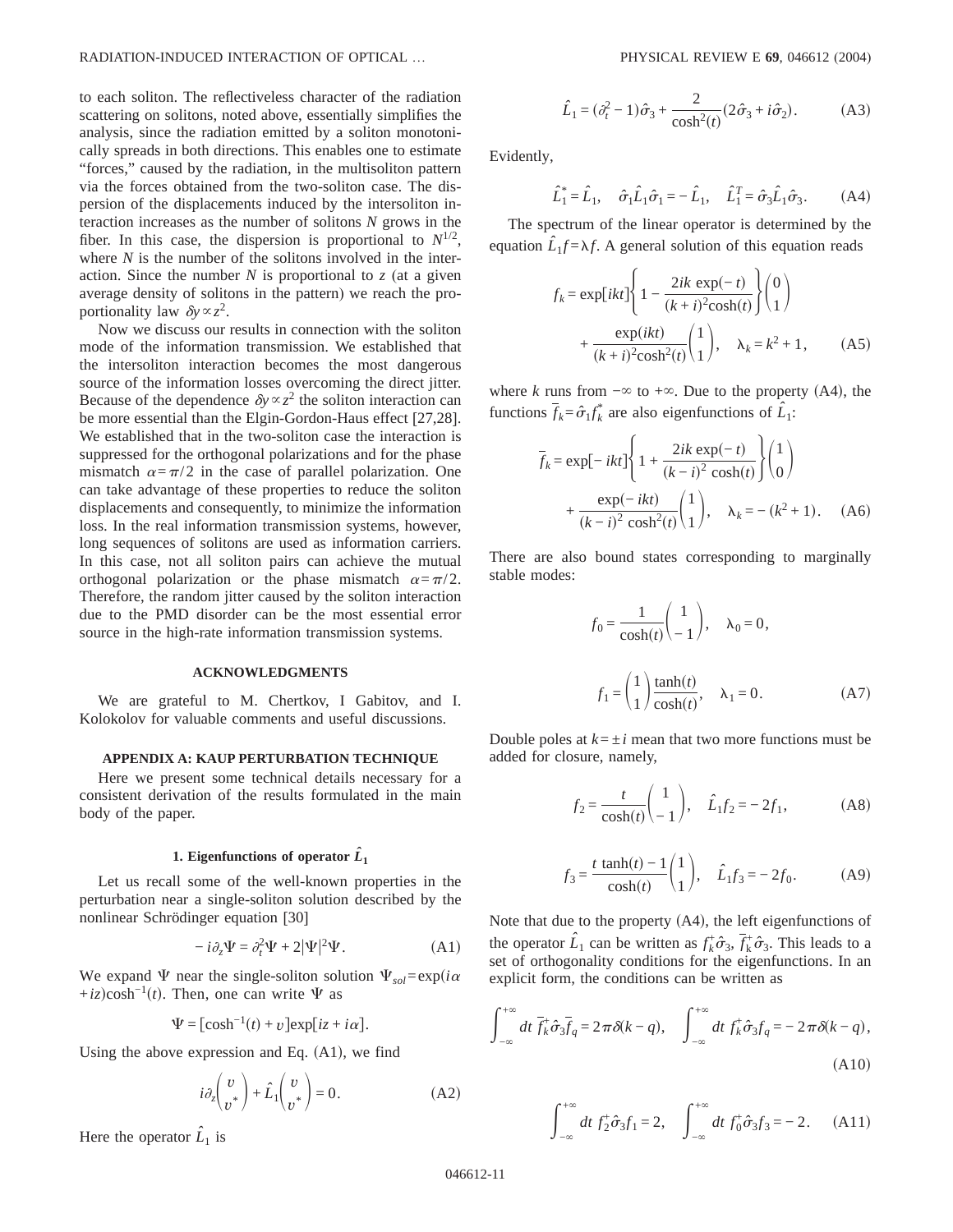to each soliton. The reflectiveless character of the radiation scattering on solitons, noted above, essentially simplifies the analysis, since the radiation emitted by a soliton monotonically spreads in both directions. This enables one to estimate "forces," caused by the radiation, in the multisoliton pattern via the forces obtained from the two-soliton case. The dispersion of the displacements induced by the intersoliton interaction increases as the number of solitons $N$ grows in the fiber. In this case, the dispersion is proportional to $N^{1/2}$, where $N$ is the number of the solitons involved in the interaction. Since the number $N$ is proportional to $z$ (at a given average density of solitons in the pattern) we reach the proportionality law $\delta y \propto z^2$.

Now we discuss our results in connection with the soliton mode of the information transmission. We established that the intersoliton interaction becomes the most dangerous source of the information losses overcoming the direct jitter. Because of the dependence $\delta y \propto z^2$ the soliton interaction can be more essential than the Elgin-Gordon-Haus effect [27,28]. We established that in the two-soliton case the interaction is suppressed for the orthogonal polarizations and for the phase mismatch $\alpha = \pi/2$ in the case of parallel polarization. One can take advantage of these properties to reduce the soliton displacements and consequently, to minimize the information loss. In the real information transmission systems, however, long sequences of solitons are used as information carriers. In this case, not all soliton pairs can achieve the mutual orthogonal polarization or the phase mismatch $\alpha = \pi/2$. Therefore, the random jitter caused by the soliton interaction due to the PMD disorder can be the most essential error source in the high-rate information transmission systems.

## ACKNOWLEDGMENTS

We are grateful to M. Chertkov, I Gabitov, and I. Kolokolov for valuable comments and useful discussions.

## APPENDIX A: KAUP PERTURBATION TECHNIQUE

Here we present some technical details necessary for a consistent derivation of the results formulated in the main body of the paper.

### 1. Eigenfunctions of operator $\hat{L}_1$

Let us recall some of the well-known properties in the perturbation near a single-soliton solution described by the nonlinear Schrödinger equation [30]

$$-i\partial_z \Psi = \partial_t^2 \Psi + 2|\Psi|^2 \Psi. \tag{A1}$$

We expand $\Psi$ near the single-soliton solution $\Psi_{sol} = \exp(i\alpha + iz)\cosh^{-1}(t)$. Then, one can write $\Psi$ as

$$\Psi = [\cosh^{-1}(t) + v]\exp[iz + i\alpha].$$

Using the above expression and Eq. (A1), we find

$$i\partial_z \begin{pmatrix} v \\ v^* \end{pmatrix} + \hat{L}_1 \begin{pmatrix} v \\ v^* \end{pmatrix} = 0. \tag{A2}$$

Here the operator $\hat{L}_1$ is

$$\hat{L}_1 = (\partial_t^2 - 1)\hat{\sigma}_3 + \frac{2}{\cosh^2(t)}(2\hat{\sigma}_3 + i\hat{\sigma}_2). \tag{A3}$$

Evidently,

$$\hat{L}_1^* = \hat{L}_1, \quad \hat{\sigma}_1 \hat{L}_1 \hat{\sigma}_1 = -\hat{L}_1, \quad \hat{L}_1^T = \hat{\sigma}_3 \hat{L}_1 \hat{\sigma}_3. \tag{A4}$$

The spectrum of the linear operator is determined by the equation $\hat{L}_1 f = \lambda f$. A general solution of this equation reads

$$f_k = \exp[ikt]\left\{1 - \frac{2ik\exp(-t)}{(k+i)^2\cosh(t)}\right\}\begin{pmatrix} 0 \\ 1 \end{pmatrix} + \frac{\exp(ikt)}{(k+i)^2\cosh^2(t)}\begin{pmatrix} 1 \\ 1 \end{pmatrix}, \quad \lambda_k = k^2 + 1, \tag{A5}$$

where $k$ runs from $-\infty$ to $+\infty$. Due to the property (A4), the functions $\bar{f}_k = \hat{\sigma}_1 f_k^*$ are also eigenfunctions of $\hat{L}_1$:

$$\bar{f}_k = \exp[-ikt]\left\{1 + \frac{2ik\exp(-t)}{(k-i)^2\cosh(t)}\right\}\begin{pmatrix} 1 \\ 0 \end{pmatrix} + \frac{\exp(-ikt)}{(k-i)^2\cosh^2(t)}\begin{pmatrix} 1 \\ 1 \end{pmatrix}, \quad \lambda_k = -(k^2+1). \tag{A6}$$

There are also bound states corresponding to marginally stable modes:

$$f_0 = \frac{1}{\cosh(t)}\begin{pmatrix} 1 \\ -1 \end{pmatrix}, \quad \lambda_0 = 0,$$

$$f_1 = \begin{pmatrix} 1 \\ 1 \end{pmatrix}\frac{\tanh(t)}{\cosh(t)}, \quad \lambda_1 = 0. \tag{A7}$$

Double poles at $k = \pm i$ mean that two more functions must be added for closure, namely,

$$f_2 = \frac{t}{\cosh(t)}\begin{pmatrix} 1 \\ -1 \end{pmatrix}, \quad \hat{L}_1 f_2 = -2f_1, \tag{A8}$$

$$f_3 = \frac{t\tanh(t) - 1}{\cosh(t)}\begin{pmatrix} 1 \\ 1 \end{pmatrix}, \quad \hat{L}_1 f_3 = -2f_0. \tag{A9}$$

Note that due to the property (A4), the left eigenfunctions of the operator $\hat{L}_1$ can be written as $f_k^+\hat{\sigma}_3$, $\bar{f}_k^+\hat{\sigma}_3$. This leads to a set of orthogonality conditions for the eigenfunctions. In an explicit form, the conditions can be written as

$$\int_{-\infty}^{+\infty} dt\, \bar{f}_k^+ \hat{\sigma}_3 \bar{f}_q = 2\pi\delta(k-q), \quad \int_{-\infty}^{+\infty} dt\, f_k^+ \hat{\sigma}_3 f_q = -2\pi\delta(k-q), \tag{A10}$$

$$\int_{-\infty}^{+\infty} dt\, f_2^+ \hat{\sigma}_3 f_1 = 2, \quad \int_{-\infty}^{+\infty} dt\, f_0^+ \hat{\sigma}_3 f_3 = -2. \tag{A11}$$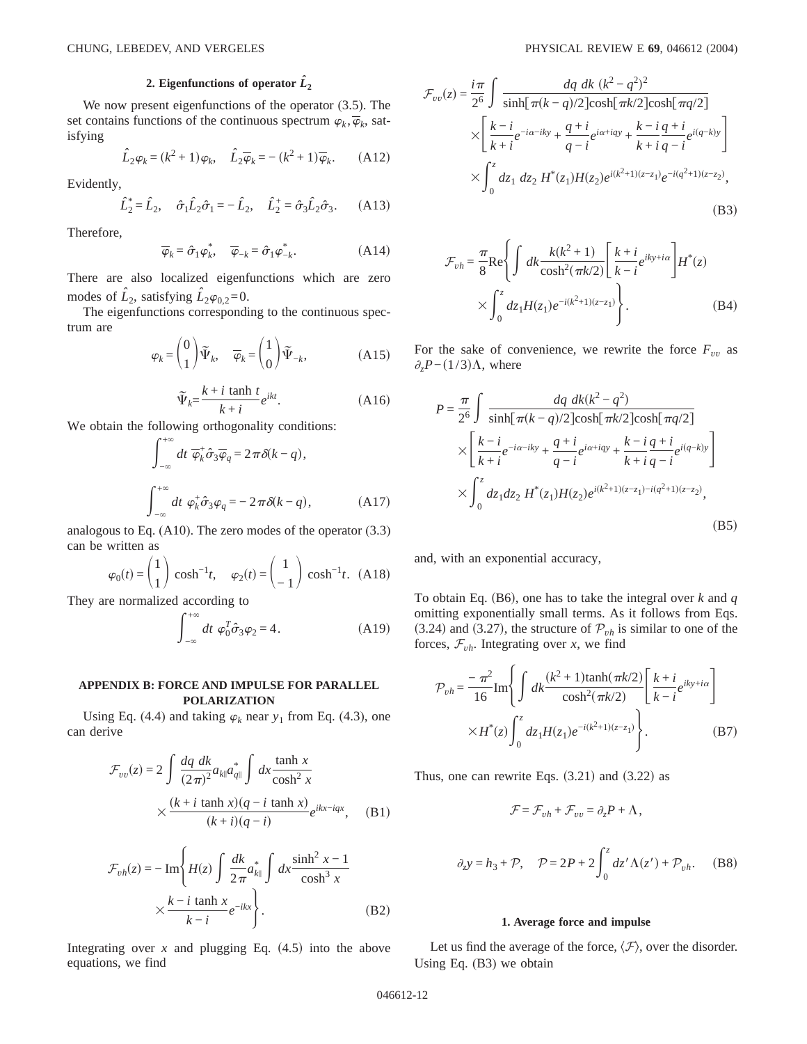### 2. Eigenfunctions of operator $\hat{L}_2$

We now present eigenfunctions of the operator (3.5). The set contains functions of the continuous spectrum $\varphi_k, \bar{\varphi}_k$, satisfying

$$\hat{L}_2 \varphi_k = (k^2+1)\varphi_k, \quad \hat{L}_2 \bar{\varphi}_k = -(k^2+1)\bar{\varphi}_k. \tag{A12}$$

Evidently,

$$\hat{L}_2^* = \hat{L}_2, \quad \hat{\sigma}_1 \hat{L}_2 \hat{\sigma}_1 = -\hat{L}_2, \quad \hat{L}_2^+ = \hat{\sigma}_3 \hat{L}_2 \hat{\sigma}_3. \tag{A13}$$

Therefore,

$$\bar{\varphi}_k = \hat{\sigma}_1 \varphi_k^*, \quad \bar{\varphi}_{-k} = \hat{\sigma}_1 \varphi_{-k}^*. \tag{A14}$$

There are also localized eigenfunctions which are zero modes of $\hat{L}_2$, satisfying $\hat{L}_2 \varphi_{0,2} = 0$.

The eigenfunctions corresponding to the continuous spectrum are

$$\varphi_k = \begin{pmatrix} 0 \\ 1 \end{pmatrix} \tilde{\Psi}_k, \quad \bar{\varphi}_k = \begin{pmatrix} 1 \\ 0 \end{pmatrix} \tilde{\Psi}_{-k}, \tag{A15}$$

$$\tilde{\Psi}_k = \frac{k + i \tanh t}{k+i} e^{ikt}. \tag{A16}$$

We obtain the following orthogonality conditions:

$$\int_{-\infty}^{+\infty} dt\, \bar{\varphi}_k^+ \hat{\sigma}_3 \bar{\varphi}_q = 2\pi \delta(k-q),$$

$$\int_{-\infty}^{+\infty} dt\, \varphi_k^+ \hat{\sigma}_3 \varphi_q = -2\pi \delta(k-q), \tag{A17}$$

analogous to Eq. (A10). The zero modes of the operator (3.3) can be written as

$$\varphi_0(t) = \begin{pmatrix} 1 \\ 1 \end{pmatrix} \cosh^{-1} t, \quad \varphi_2(t) = \begin{pmatrix} 1 \\ -1 \end{pmatrix} \cosh^{-1} t. \tag{A18}$$

They are normalized according to

$$\int_{-\infty}^{+\infty} dt\, \varphi_0^T \hat{\sigma}_3 \varphi_2 = 4. \tag{A19}$$

## APPENDIX B: FORCE AND IMPULSE FOR PARALLEL POLARIZATION

Using Eq. (4.4) and taking $\varphi_k$ near $y_1$ from Eq. (4.3), one can derive

$$\mathcal{F}_{vv}(z) = 2 \int \frac{dq\, dk}{(2\pi)^2} a_{k\|} a_{q\|}^* \int dx \frac{\tanh x}{\cosh^2 x} \times \frac{(k + i \tanh x)(q - i \tanh x)}{(k+i)(q-i)} e^{ikx - iqx}, \tag{B1}$$

$$\mathcal{F}_{vh}(z) = -\mathrm{Im}\left\{ H(z) \int \frac{dk}{2\pi} a_{k\|}^* \int dx \frac{\sinh^2 x - 1}{\cosh^3 x} \times \frac{k - i \tanh x}{k-i} e^{-ikx} \right\}. \tag{B2}$$

Integrating over $x$ and plugging Eq. (4.5) into the above equations, we find

$$\mathcal{F}_{vv}(z) = \frac{i\pi}{2^6} \int \frac{dq\, dk\, (k^2-q^2)^2}{\sinh[\pi(k-q)/2]\cosh[\pi k/2]\cosh[\pi q/2]} \times \left[ \frac{k-i}{k+i} e^{-i\alpha - iky} + \frac{q+i}{q-i} e^{i\alpha + iqy} + \frac{k-i}{k+i}\frac{q+i}{q-i} e^{i(q-k)y} \right] \times \int_0^z dz_1\, dz_2\, H^*(z_1) H(z_2) e^{i(k^2+1)(z-z_1)} e^{-i(q^2+1)(z-z_2)}, \tag{B3}$$

$$\mathcal{F}_{vh} = \frac{\pi}{8} \mathrm{Re}\left\{ \int dk \frac{k(k^2+1)}{\cosh^2(\pi k/2)} \left[ \frac{k+i}{k-i} e^{iky + i\alpha} \right] H^*(z) \times \int_0^z dz_1 H(z_1) e^{-i(k^2+1)(z-z_1)} \right\}. \tag{B4}$$

For the sake of convenience, we rewrite the force $F_{vv}$ as $\partial_z P - (1/3)\Lambda$, where

$$P = \frac{\pi}{2^6} \int \frac{dq\, dk (k^2-q^2)}{\sinh[\pi(k-q)/2]\cosh[\pi k/2]\cosh[\pi q/2]} \times \left[ \frac{k-i}{k+i} e^{-i\alpha - iky} + \frac{q+i}{q-i} e^{i\alpha + iqy} + \frac{k-i}{k+i}\frac{q+i}{q-i} e^{i(q-k)y} \right] \times \int_0^z dz_1 dz_2\, H^*(z_1) H(z_2) e^{i(k^2+1)(z-z_1) - i(q^2+1)(z-z_2)}, \tag{B5}$$

and, with an exponential accuracy,

To obtain Eq. (B6), one has to take the integral over $k$ and $q$ omitting exponentially small terms. As it follows from Eqs. (3.24) and (3.27), the structure of $\mathcal{P}_{vh}$ is similar to one of the forces, $\mathcal{F}_{vh}$. Integrating over $x$, we find

$$\mathcal{P}_{vh} = \frac{-\pi^2}{16} \mathrm{Im}\left\{ \int dk \frac{(k^2+1)\tanh(\pi k/2)}{\cosh^2(\pi k/2)} \left[ \frac{k+i}{k-i} e^{iky + i\alpha} \right] \times H^*(z) \int_0^z dz_1 H(z_1) e^{-i(k^2+1)(z-z_1)} \right\}. \tag{B7}$$

Thus, one can rewrite Eqs. (3.21) and (3.22) as

$$\mathcal{F} = \mathcal{F}_{vh} + \mathcal{F}_{vv} = \partial_z P + \Lambda,$$

$$\partial_z y = h_3 + \mathcal{P}, \quad \mathcal{P} = 2P + 2\int_0^z dz' \Lambda(z') + \mathcal{P}_{vh}. \tag{B8}$$

### 1. Average force and impulse

Let us find the average of the force, $\langle \mathcal{F} \rangle$, over the disorder. Using Eq. (B3) we obtain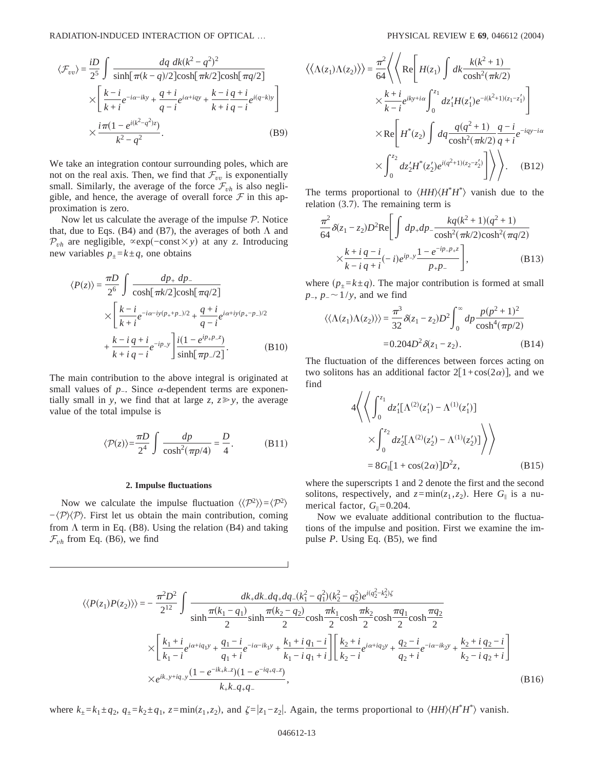$$\langle \mathcal{F}_{vv} \rangle = \frac{iD}{2^5} \int \frac{dq\ dk(k^2 - q^2)^2}{\sinh[\pi(k-q)/2]\cosh[\pi k/2]\cosh[\pi q/2]} \times \left[ \frac{k-i}{k+i} e^{-i\alpha - iky} + \frac{q+i}{q-i} e^{i\alpha + iqy} + \frac{k-i}{k+i}\frac{q+i}{q-i} e^{i(q-k)y} \right] \times \frac{i\pi(1 - e^{i(k^2-q^2)z})}{k^2 - q^2}. \tag{B9}$$

We take an integration contour surrounding poles, which are not on the real axis. Then, we find that $\mathcal{F}_{vv}$ is exponentially small. Similarly, the average of the force $\mathcal{F}_{vh}$ is also negligible, and hence, the average of overall force $\mathcal{F}$ in this approximation is zero.

Now let us calculate the average of the impulse $\mathcal{P}$. Notice that, due to Eqs. (B4) and (B7), the averages of both $\Lambda$ and $\mathcal{P}_{vh}$ are negligible, $\propto \exp(-\text{const} \times y)$ at any $z$. Introducing new variables $p_\pm = k \pm q$, one obtains

$$\langle P(z) \rangle = \frac{\pi D}{2^6} \int \frac{dp_+\ dp_-}{\cosh[\pi k/2]\cosh[\pi q/2]} \times \left[ \frac{k-i}{k+i} e^{-i\alpha - iy(p_+ + p_-)/2} + \frac{q+i}{q-i} e^{i\alpha + iy(p_+ - p_-)/2} + \frac{k-i}{k+i}\frac{q+i}{q-i} e^{-ip_- y} \right] \frac{i(1 - e^{ip_+ p_- z})}{\sinh[\pi p_-/2]}. \tag{B10}$$

The main contribution to the above integral is originated at small values of $p_-$. Since $\alpha$-dependent terms are exponentially small in $y$, we find that at large $z$, $z \gg y$, the average value of the total impulse is

$$\langle \mathcal{P}(z) \rangle = \frac{\pi D}{2^4} \int \frac{dp}{\cosh^2(\pi p/4)} = \frac{D}{4}. \tag{B11}$$

### 2. Impulse fluctuations

Now we calculate the impulse fluctuation $\langle\langle \mathcal{P}^2 \rangle\rangle = \langle \mathcal{P}^2 \rangle - \langle \mathcal{P} \rangle \langle \mathcal{P} \rangle$. First let us obtain the main contribution, coming from $\Lambda$ term in Eq. (B8). Using the relation (B4) and taking $\mathcal{F}_{vh}$ from Eq. (B6), we find

$$\langle\langle \Lambda(z_1)\Lambda(z_2) \rangle\rangle = \frac{\pi^2}{64} \left\langle \left\langle \mathrm{Re}\left[ H(z_1) \int dk \frac{k(k^2+1)}{\cosh^2(\pi k/2)} \times \frac{k+i}{k-i} e^{iky + i\alpha} \int_0^{z_1} dz_1' H(z_1') e^{-i(k^2+1)(z_1 - z_1')} \right] \times \mathrm{Re}\left[ H^*(z_2) \int dq \frac{q(q^2+1)}{\cosh^2(\pi k/2)} \frac{q-i}{q+i} e^{-iqy - i\alpha} \times \int_0^{z_2} dz_2' H^*(z_2') e^{i(q^2+1)(z_2 - z_2')} \right] \right\rangle \right\rangle. \tag{B12}$$

The terms proportional to $\langle HH \rangle \langle H^* H^* \rangle$ vanish due to the relation (3.7). The remaining term is

$$\frac{\pi^2}{64} \delta(z_1 - z_2) D^2 \mathrm{Re}\left[ \int dp_+ dp_- \frac{kq(k^2+1)(q^2+1)}{\cosh^2(\pi k/2)\cosh^2(\pi q/2)} \times \frac{k+i}{k-i}\frac{q-i}{q+i}(-i) e^{ip_- y} \frac{1 - e^{-ip_- p_+ z}}{p_+ p_-} \right], \tag{B13}$$

where ($p_\pm = k \pm q$). The major contribution is formed at small $p_-$, $p_- \sim 1/y$, and we find

$$\langle\langle \Lambda(z_1)\Lambda(z_2) \rangle\rangle = \frac{\pi^3}{32} \delta(z_1 - z_2) D^2 \int_0^\infty dp \frac{p(p^2+1)^2}{\cosh^4(\pi p/2)} = 0.204 D^2 \delta(z_1 - z_2). \tag{B14}$$

The fluctuation of the differences between forces acting on two solitons has an additional factor $2[1 + \cos(2\alpha)]$, and we find

$$4 \left\langle \left\langle \int_0^{z_1} dz_1' [\Lambda^{(2)}(z_1') - \Lambda^{(1)}(z_1')] \times \int_0^{z_2} dz_2' [\Lambda^{(2)}(z_2') - \Lambda^{(1)}(z_2')] \right\rangle \right\rangle = 8 G_\parallel [1 + \cos(2\alpha)] D^2 z, \tag{B15}$$

where the superscripts 1 and 2 denote the first and the second solitons, respectively, and $z = \min(z_1, z_2)$. Here $G_\parallel$ is a numerical factor, $G_\parallel = 0.204$.

Now we evaluate additional contribution to the fluctuations of the impulse and position. First we examine the impulse $P$. Using Eq. (B5), we find

$$\langle\langle P(z_1)P(z_2) \rangle\rangle = -\frac{\pi^2 D^2}{2^{12}} \int \frac{dk_+ dk_- dq_+ dq_- (k_1^2 - q_1^2)(k_2^2 - q_2^2) e^{i(q_2^2 - k_2^2)\zeta}}{\sinh\frac{\pi(k_1 - q_1)}{2} \sinh\frac{\pi(k_2 - q_2)}{2} \cosh\frac{\pi k_1}{2} \cosh\frac{\pi k_2}{2} \cosh\frac{\pi q_1}{2} \cosh\frac{\pi q_2}{2}} \times \left[ \frac{k_1+i}{k_1-i} e^{i\alpha + iq_1 y} + \frac{q_1-i}{q_1+i} e^{-i\alpha - ik_1 y} + \frac{k_1+i}{k_1-i}\frac{q_1-i}{q_1+i} \right] \left[ \frac{k_2+i}{k_2-i} e^{i\alpha + iq_2 y} + \frac{q_2-i}{q_2+i} e^{-i\alpha - ik_2 y} + \frac{k_2+i}{k_2-i}\frac{q_2-i}{q_2+i} \right] \times e^{ik_- y + iq_- y} \frac{(1 - e^{-ik_+ k_- z})(1 - e^{-iq_+ q_- z})}{k_+ k_- q_+ q_-}, \tag{B16}$$

where $k_\pm = k_1 \pm q_2$, $q_\pm = k_2 \pm q_1$, $z = \min(z_1, z_2)$, and $\zeta = |z_1 - z_2|$. Again, the terms proportional to $\langle HH \rangle \langle H^* H^* \rangle$ vanish.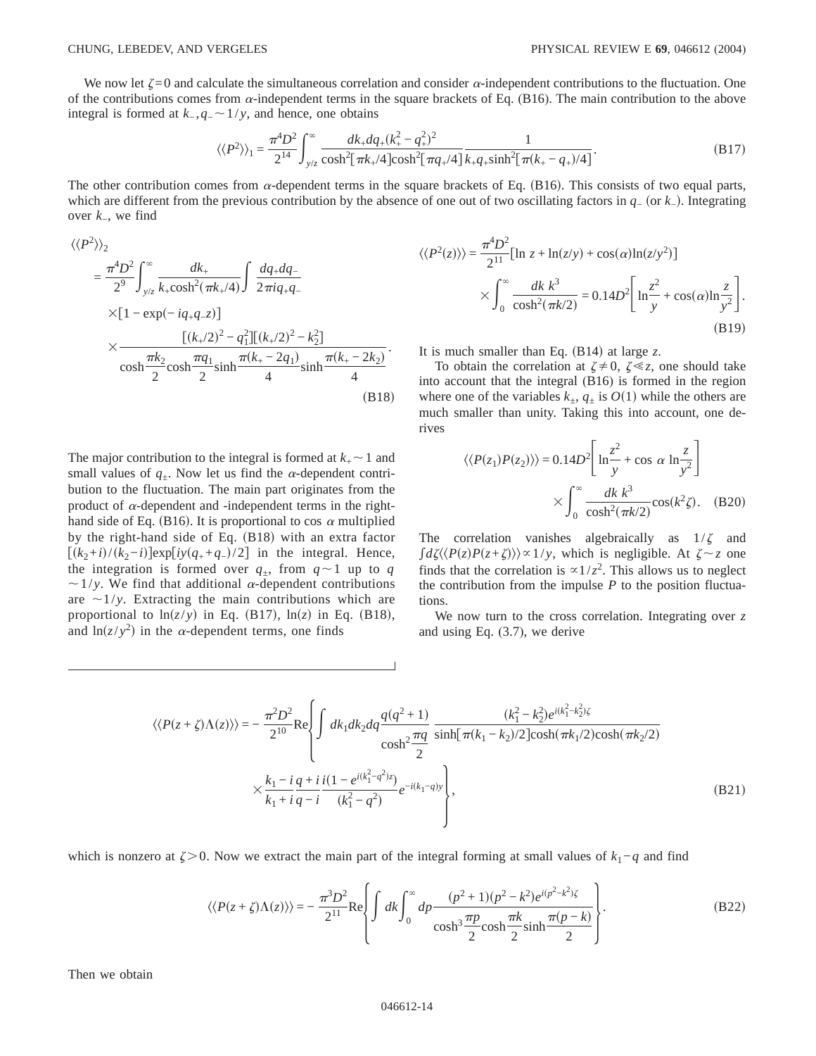We now let $\zeta=0$ and calculate the simultaneous correlation and consider $\alpha$-independent contributions to the fluctuation. One of the contributions comes from $\alpha$-independent terms in the square brackets of Eq. (B16). The main contribution to the above integral is formed at $k_-, q_- \sim 1/y$, and hence, one obtains

$$\langle\langle P^2\rangle\rangle_1 = \frac{\pi^4 D^2}{2^{14}}\int_{y/z}^{\infty} \frac{dk_+ dq_+ (k_+^2 - q_+^2)^2}{\cosh^2[\pi k_+/4]\cosh^2[\pi q_+/4]}\frac{1}{k_+ q_+ \sinh^2[\pi(k_+ - q_+)/4]}. \tag{B17}$$

The other contribution comes from $\alpha$-dependent terms in the square brackets of Eq. (B16). This consists of two equal parts, which are different from the previous contribution by the absence of one out of two oscillating factors in $q_-$ (or $k_-$). Integrating over $k_-$, we find

$$\begin{aligned}\langle\langle P^2\rangle\rangle_2 &= \frac{\pi^4 D^2}{2^9}\int_{y/z}^{\infty}\frac{dk_+}{k_+\cosh^2(\pi k_+/4)}\int \frac{dq_+ dq_-}{2\pi i q_+ q_-} \\ &\times [1-\exp(-iq_+q_-z)] \\ &\times \frac{[(k_+/2)^2 - q_1^2][(k_+/2)^2 - k_2^2]}{\cosh\frac{\pi k_2}{2}\cosh\frac{\pi q_1}{2}\sinh\frac{\pi(k_+ - 2q_1)}{4}\sinh\frac{\pi(k_+ - 2k_2)}{4}}.\end{aligned} \tag{B18}$$

The major contribution to the integral is formed at $k_+ \sim 1$ and small values of $q_\pm$. Now let us find the $\alpha$-dependent contribution to the fluctuation. The main part originates from the product of $\alpha$-dependent and -independent terms in the right-hand side of Eq. (B16). It is proportional to $\cos\,\alpha$ multiplied by the right-hand side of Eq. (B18) with an extra factor $[(k_2+i)/(k_2-i)]\exp[iy(q_+ + q_-)/2]$ in the integral. Hence, the integration is formed over $q_\pm$, from $q\sim 1$ up to $q \sim 1/y$. We find that additional $\alpha$-dependent contributions are $\sim 1/y$. Extracting the main contributions which are proportional to $\ln(z/y)$ in Eq. (B17), $\ln(z)$ in Eq. (B18), and $\ln(z/y^2)$ in the $\alpha$-dependent terms, one finds

$$\begin{aligned}\langle\langle P^2(z)\rangle\rangle &= \frac{\pi^4 D^2}{2^{11}}[\ln z + \ln(z/y) + \cos(\alpha)\ln(z/y^2)] \\ &\times \int_0^{\infty}\frac{dk\, k^3}{\cosh^2(\pi k/2)} = 0.14 D^2\left[\ln\frac{z^2}{y} + \cos(\alpha)\ln\frac{z}{y^2}\right].\end{aligned} \tag{B19}$$

It is much smaller than Eq. (B14) at large $z$.

To obtain the correlation at $\zeta \neq 0$, $\zeta \ll z$, one should take into account that the integral (B16) is formed in the region where one of the variables $k_\pm$, $q_\pm$ is $O(1)$ while the others are much smaller than unity. Taking this into account, one derives

$$\begin{aligned}\langle\langle P(z_1)P(z_2)\rangle\rangle &= 0.14 D^2\left[\ln\frac{z^2}{y} + \cos\,\alpha\,\ln\frac{z}{y^2}\right] \\ &\times \int_0^{\infty}\frac{dk\, k^3}{\cosh^2(\pi k/2)}\cos(k^2\zeta).\end{aligned} \tag{B20}$$

The correlation vanishes algebraically as $1/\zeta$ and $\int d\zeta \langle\langle P(z)P(z+\zeta)\rangle\rangle \propto 1/y$, which is negligible. At $\zeta \sim z$ one finds that the correlation is $\propto 1/z^2$. This allows us to neglect the contribution from the impulse $P$ to the position fluctuations.

We now turn to the cross correlation. Integrating over $z$ and using Eq. (3.7), we derive

$$\begin{aligned}\langle\langle P(z+\zeta)\Lambda(z)\rangle\rangle = &-\frac{\pi^2 D^2}{2^{10}}\mathrm{Re}\Bigg\{\int dk_1 dk_2 dq \frac{q(q^2+1)}{\cosh^2\frac{\pi q}{2}}\frac{(k_1^2 - k_2^2)e^{i(k_1^2 - k_2^2)\zeta}}{\sinh[\pi(k_1 - k_2)/2]\cosh(\pi k_1/2)\cosh(\pi k_2/2)} \\ &\times \frac{k_1 - i}{k_1 + i}\frac{q+i}{q-i}\frac{i(1-e^{i(k_1^2 - q^2)z})}{(k_1^2 - q^2)}e^{-i(k_1 - q)y}\Bigg\},\end{aligned} \tag{B21}$$

which is nonzero at $\zeta > 0$. Now we extract the main part of the integral forming at small values of $k_1 - q$ and find

$$\langle\langle P(z+\zeta)\Lambda(z)\rangle\rangle = -\frac{\pi^3 D^2}{2^{11}}\mathrm{Re}\left\{\int dk \int_0^{\infty} dp \frac{(p^2+1)(p^2 - k^2)e^{i(p^2 - k^2)\zeta}}{\cosh^3\frac{\pi p}{2}\cosh\frac{\pi k}{2}\sinh\frac{\pi(p-k)}{2}}\right\}. \tag{B22}$$

Then we obtain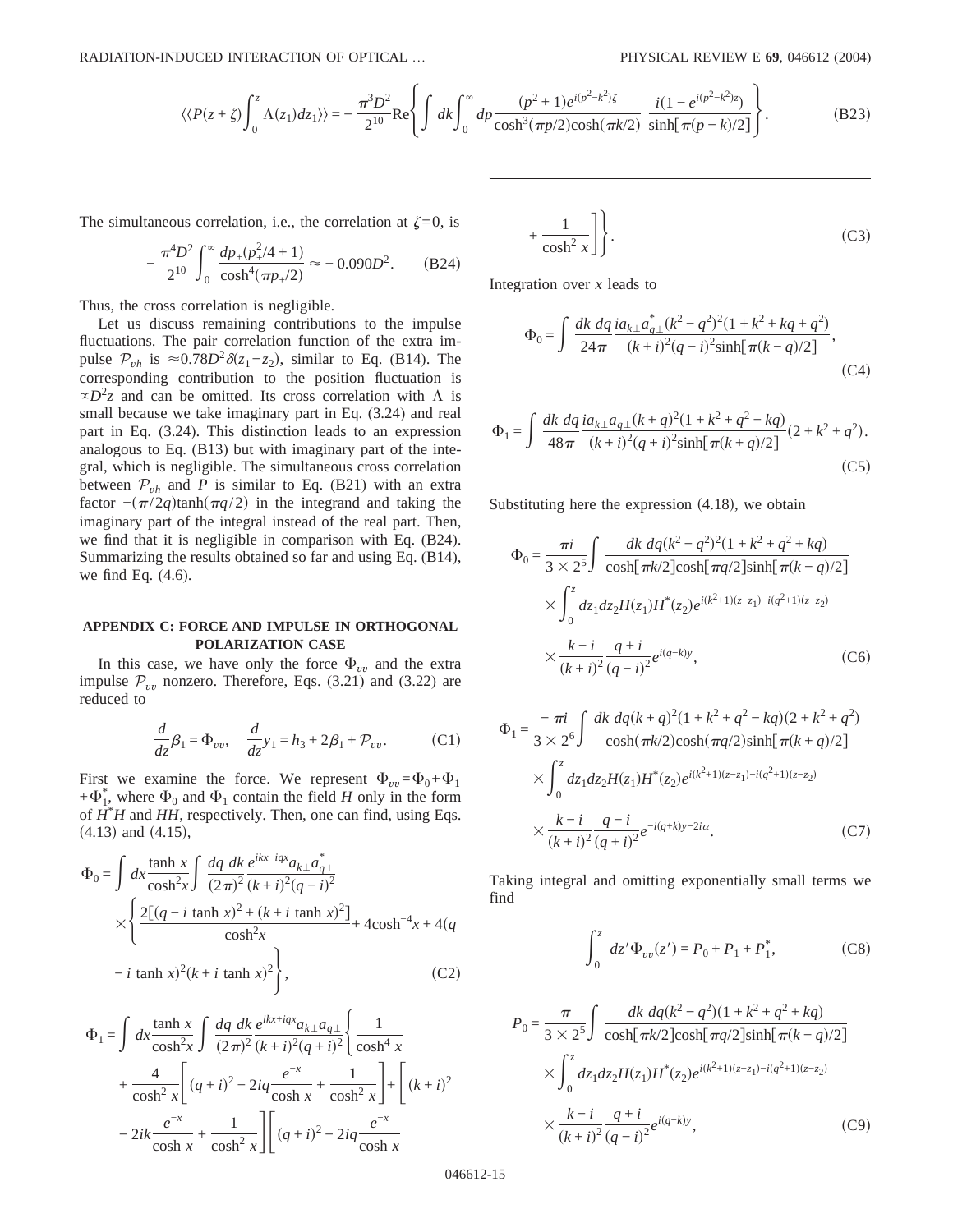$$\langle\langle P(z+\zeta)\int_0^z \Lambda(z_1)dz_1\rangle\rangle = -\frac{\pi^3 D^2}{2^{10}}\mathrm{Re}\left\{\int dk\int_0^\infty dp\frac{(p^2+1)e^{i(p^2-k^2)\zeta}}{\cosh^3(\pi p/2)\cosh(\pi k/2)}\,\frac{i(1-e^{i(p^2-k^2)z})}{\sinh[\pi(p-k)/2]}\right\}. \tag{B23}$$

The simultaneous correlation, i.e., the correlation at $\zeta=0$, is

$$-\frac{\pi^4 D^2}{2^{10}}\int_0^\infty \frac{dp_+(p_+^2/4+1)}{\cosh^4(\pi p_+/2)} \approx -0.090D^2. \tag{B24}$$

Thus, the cross correlation is negligible.

Let us discuss remaining contributions to the impulse fluctuations. The pair correlation function of the extra impulse $\mathcal{P}_{vh}$ is $\approx 0.78D^2\delta(z_1-z_2)$, similar to Eq. (B14). The corresponding contribution to the position fluctuation is $\propto D^2 z$ and can be omitted. Its cross correlation with $\Lambda$ is small because we take imaginary part in Eq. (3.24) and real part in Eq. (3.24). This distinction leads to an expression analogous to Eq. (B13) but with imaginary part of the integral, which is negligible. The simultaneous cross correlation between $\mathcal{P}_{vh}$ and $P$ is similar to Eq. (B21) with an extra factor $-(\pi/2q)\tanh(\pi q/2)$ in the integrand and taking the imaginary part of the integral instead of the real part. Then, we find that it is negligible in comparison with Eq. (B24). Summarizing the results obtained so far and using Eq. (B14), we find Eq. (4.6).

## APPENDIX C: FORCE AND IMPULSE IN ORTHOGONAL POLARIZATION CASE

In this case, we have only the force $\Phi_{vv}$ and the extra impulse $\mathcal{P}_{vv}$ nonzero. Therefore, Eqs. (3.21) and (3.22) are reduced to

$$\frac{d}{dz}\beta_1 = \Phi_{vv}, \quad \frac{d}{dz}y_1 = h_3 + 2\beta_1 + \mathcal{P}_{vv}. \tag{C1}$$

First we examine the force. We represent $\Phi_{vv}=\Phi_0+\Phi_1+\Phi_1^*$, where $\Phi_0$ and $\Phi_1$ contain the field $H$ only in the form of $H^*H$ and $HH$, respectively. Then, one can find, using Eqs. (4.13) and (4.15),

$$\Phi_0 = \int dx\frac{\tanh x}{\cosh^2 x}\int \frac{dq\, dk}{(2\pi)^2}\frac{e^{ikx-iqx}a_{k\perp}a_{q\perp}^*}{(k+i)^2(q-i)^2}\left\{\frac{2[(q-i\tanh x)^2+(k+i\tanh x)^2]}{\cosh^2 x}+4\cosh^{-4}x+4(q-i\tanh x)^2(k+i\tanh x)^2\right\}, \tag{C2}$$

$$\Phi_1 = \int dx\frac{\tanh x}{\cosh^2 x}\int \frac{dq\, dk}{(2\pi)^2}\frac{e^{ikx+iqx}a_{k\perp}a_{q\perp}}{(k+i)^2(q+i)^2}\left\{\frac{1}{\cosh^4 x}+\frac{4}{\cosh^2 x}\left[(q+i)^2-2iq\frac{e^{-x}}{\cosh x}+\frac{1}{\cosh^2 x}\right]+\left[(k+i)^2-2ik\frac{e^{-x}}{\cosh x}+\frac{1}{\cosh^2 x}\right]\left[(q+i)^2-2iq\frac{e^{-x}}{\cosh x}+\frac{1}{\cosh^2 x}\right]\right\}. \tag{C3}$$

Integration over $x$ leads to

$$\Phi_0 = \int \frac{dk\, dq}{24\pi}\frac{ia_{k\perp}a_{q\perp}^*(k^2-q^2)^2(1+k^2+kq+q^2)}{(k+i)^2(q-i)^2\sinh[\pi(k-q)/2]}, \tag{C4}$$

$$\Phi_1 = \int \frac{dk\, dq}{48\pi}\frac{ia_{k\perp}a_{q\perp}(k+q)^2(1+k^2+q^2-kq)}{(k+i)^2(q+i)^2\sinh[\pi(k+q)/2]}(2+k^2+q^2). \tag{C5}$$

Substituting here the expression (4.18), we obtain

$$\Phi_0 = \frac{\pi i}{3\times 2^5}\int \frac{dk\, dq(k^2-q^2)^2(1+k^2+q^2+kq)}{\cosh[\pi k/2]\cosh[\pi q/2]\sinh[\pi(k-q)/2]}\times\int_0^z dz_1 dz_2 H(z_1)H^*(z_2)e^{i(k^2+1)(z-z_1)-i(q^2+1)(z-z_2)}\times\frac{k-i}{(k+i)^2}\frac{q+i}{(q-i)^2}e^{i(q-k)y}, \tag{C6}$$

$$\Phi_1 = \frac{-\pi i}{3\times 2^6}\int \frac{dk\, dq(k+q)^2(1+k^2+q^2-kq)(2+k^2+q^2)}{\cosh(\pi k/2)\cosh(\pi q/2)\sinh[\pi(k+q)/2]}\times\int_0^z dz_1 dz_2 H(z_1)H^*(z_2)e^{i(k^2+1)(z-z_1)-i(q^2+1)(z-z_2)}\times\frac{k-i}{(k+i)^2}\frac{q-i}{(q+i)^2}e^{-i(q+k)y-2i\alpha}. \tag{C7}$$

Taking integral and omitting exponentially small terms we find

$$\int_0^z dz'\Phi_{vv}(z') = P_0+P_1+P_1^*, \tag{C8}$$

$$P_0 = \frac{\pi}{3\times 2^5}\int \frac{dk\, dq(k^2-q^2)(1+k^2+q^2+kq)}{\cosh[\pi k/2]\cosh[\pi q/2]\sinh[\pi(k-q)/2]}\times\int_0^z dz_1 dz_2 H(z_1)H^*(z_2)e^{i(k^2+1)(z-z_1)-i(q^2+1)(z-z_2)}\times\frac{k-i}{(k+i)^2}\frac{q+i}{(q-i)^2}e^{i(q-k)y}, \tag{C9}$$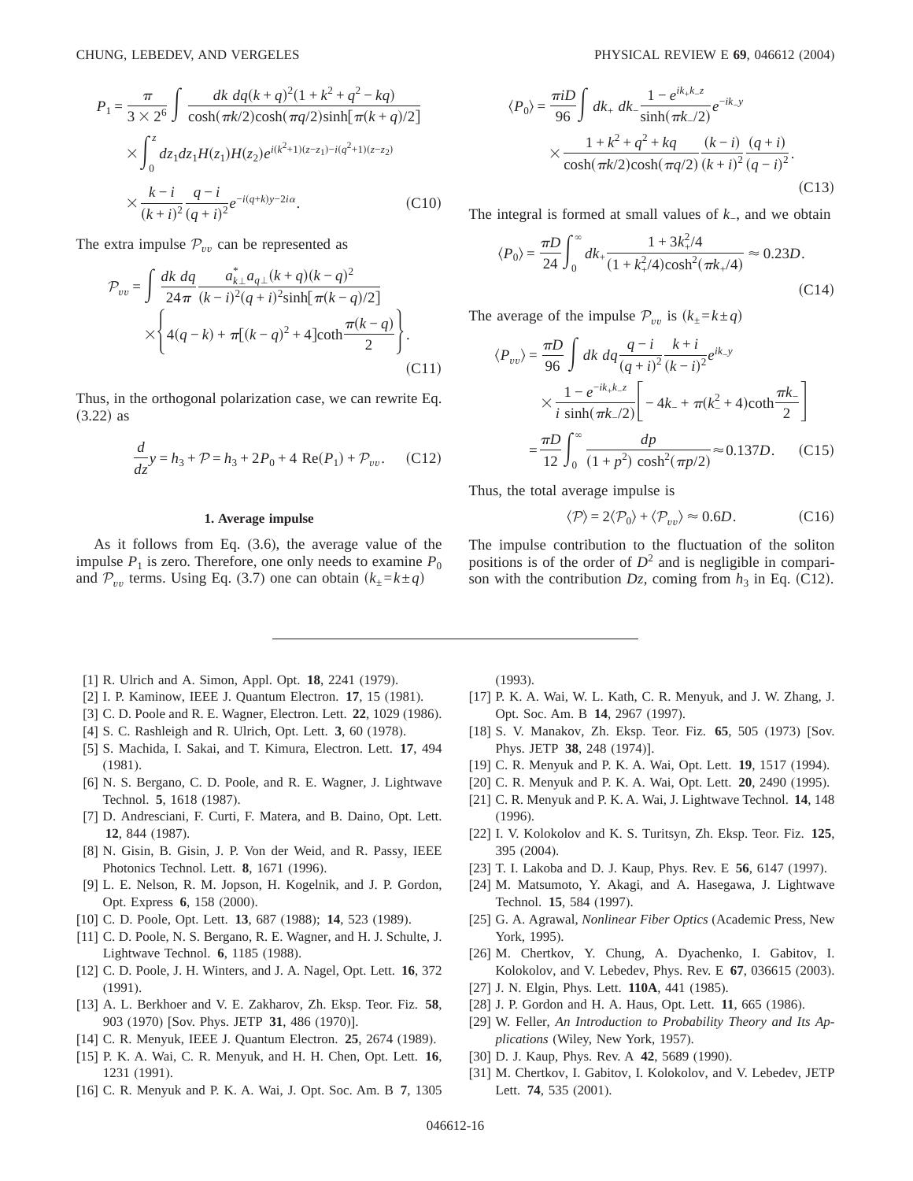$$P_1 = \frac{\pi}{3\times 2^6}\int \frac{dk\, dq(k+q)^2(1+k^2+q^2-kq)}{\cosh(\pi k/2)\cosh(\pi q/2)\sinh[\pi(k+q)/2]}$$
$$\times \int_0^z dz_1 dz_1 H(z_1)H(z_2)e^{i(k^2+1)(z-z_1)-i(q^2+1)(z-z_2)}$$
$$\times \frac{k-i}{(k+i)^2}\frac{q-i}{(q+i)^2}e^{-i(q+k)y-2i\alpha}. \qquad \text{(C10)}$$

The extra impulse $\mathcal{P}_{vv}$ can be represented as

$$\mathcal{P}_{vv} = \int \frac{dk\, dq}{24\pi}\frac{a^*_{k\perp}a_{q\perp}(k+q)(k-q)^2}{(k-i)^2(q+i)^2\sinh[\pi(k-q)/2]}$$
$$\times\left\{4(q-k)+\pi[(k-q)^2+4]\coth\frac{\pi(k-q)}{2}\right\}. \qquad \text{(C11)}$$

Thus, in the orthogonal polarization case, we can rewrite Eq. (3.22) as

$$\frac{d}{dz}y = h_3 + \mathcal{P} = h_3 + 2P_0 + 4\,\mathrm{Re}(P_1) + \mathcal{P}_{vv}. \qquad \text{(C12)}$$

### 1. Average impulse

As it follows from Eq. (3.6), the average value of the impulse $P_1$ is zero. Therefore, one only needs to examine $P_0$ and $\mathcal{P}_{vv}$ terms. Using Eq. (3.7) one can obtain ($k_\pm = k\pm q$)

$$\langle P_0\rangle = \frac{\pi i D}{96}\int dk_+\, dk_- \frac{1-e^{ik_+k_-z}}{\sinh(\pi k_-/2)}e^{-ik_-y}$$
$$\times \frac{1+k^2+q^2+kq}{\cosh(\pi k/2)\cosh(\pi q/2)}\frac{(k-i)}{(k+i)^2}\frac{(q+i)}{(q-i)^2}. \qquad \text{(C13)}$$

The integral is formed at small values of $k_-$, and we obtain

$$\langle P_0\rangle = \frac{\pi D}{24}\int_0^\infty dk_+ \frac{1+3k_+^2/4}{(1+k_+^2/4)\cosh^2(\pi k_+/4)} \approx 0.23D. \qquad \text{(C14)}$$

The average of the impulse $\mathcal{P}_{vv}$ is ($k_\pm = k\pm q$)

$$\langle \mathcal{P}_{vv}\rangle = \frac{\pi D}{96}\int dk\, dq \frac{q-i}{(q+i)^2}\frac{k+i}{(k-i)^2}e^{ik_-y}$$
$$\times \frac{1-e^{-ik_+k_-z}}{i\sinh(\pi k_-/2)}\left[-4k_- + \pi(k_-^2+4)\coth\frac{\pi k_-}{2}\right]$$
$$= \frac{\pi D}{12}\int_0^\infty \frac{dp}{(1+p^2)\cosh^2(\pi p/2)} \approx 0.137D. \qquad \text{(C15)}$$

Thus, the total average impulse is

$$\langle \mathcal{P}\rangle = 2\langle \mathcal{P}_0\rangle + \langle \mathcal{P}_{vv}\rangle \approx 0.6D. \qquad \text{(C16)}$$

The impulse contribution to the fluctuation of the soliton positions is of the order of $D^2$ and is negligible in comparison with the contribution $Dz$, coming from $h_3$ in Eq. (C12).

---

[1] R. Ulrich and A. Simon, Appl. Opt. **18**, 2241 (1979).
[2] I. P. Kaminow, IEEE J. Quantum Electron. **17**, 15 (1981).
[3] C. D. Poole and R. E. Wagner, Electron. Lett. **22**, 1029 (1986).
[4] S. C. Rashleigh and R. Ulrich, Opt. Lett. **3**, 60 (1978).
[5] S. Machida, I. Sakai, and T. Kimura, Electron. Lett. **17**, 494 (1981).
[6] N. S. Bergano, C. D. Poole, and R. E. Wagner, J. Lightwave Technol. **5**, 1618 (1987).
[7] D. Andresciani, F. Curti, F. Matera, and B. Daino, Opt. Lett. **12**, 844 (1987).
[8] N. Gisin, B. Gisin, J. P. Von der Weid, and R. Passy, IEEE Photonics Technol. Lett. **8**, 1671 (1996).
[9] L. E. Nelson, R. M. Jopson, H. Kogelnik, and J. P. Gordon, Opt. Express **6**, 158 (2000).
[10] C. D. Poole, Opt. Lett. **13**, 687 (1988); **14**, 523 (1989).
[11] C. D. Poole, N. S. Bergano, R. E. Wagner, and H. J. Schulte, J. Lightwave Technol. **6**, 1185 (1988).
[12] C. D. Poole, J. H. Winters, and J. A. Nagel, Opt. Lett. **16**, 372 (1991).
[13] A. L. Berkhoer and V. E. Zakharov, Zh. Eksp. Teor. Fiz. **58**, 903 (1970) [Sov. Phys. JETP **31**, 486 (1970)].
[14] C. R. Menyuk, IEEE J. Quantum Electron. **25**, 2674 (1989).
[15] P. K. A. Wai, C. R. Menyuk, and H. H. Chen, Opt. Lett. **16**, 1231 (1991).
[16] C. R. Menyuk and P. K. A. Wai, J. Opt. Soc. Am. B **7**, 1305 (1993).
[17] P. K. A. Wai, W. L. Kath, C. R. Menyuk, and J. W. Zhang, J. Opt. Soc. Am. B **14**, 2967 (1997).
[18] S. V. Manakov, Zh. Eksp. Teor. Fiz. **65**, 505 (1973) [Sov. Phys. JETP **38**, 248 (1974)].
[19] C. R. Menyuk and P. K. A. Wai, Opt. Lett. **19**, 1517 (1994).
[20] C. R. Menyuk and P. K. A. Wai, Opt. Lett. **20**, 2490 (1995).
[21] C. R. Menyuk and P. K. A. Wai, J. Lightwave Technol. **14**, 148 (1996).
[22] I. V. Kolokolov and K. S. Turitsyn, Zh. Eksp. Teor. Fiz. **125**, 395 (2004).
[23] T. I. Lakoba and D. J. Kaup, Phys. Rev. E **56**, 6147 (1997).
[24] M. Matsumoto, Y. Akagi, and A. Hasegawa, J. Lightwave Technol. **15**, 584 (1997).
[25] G. A. Agrawal, *Nonlinear Fiber Optics* (Academic Press, New York, 1995).
[26] M. Chertkov, Y. Chung, A. Dyachenko, I. Gabitov, I. Kolokolov, and V. Lebedev, Phys. Rev. E **67**, 036615 (2003).
[27] J. N. Elgin, Phys. Lett. **110A**, 441 (1985).
[28] J. P. Gordon and H. A. Haus, Opt. Lett. **11**, 665 (1986).
[29] W. Feller, *An Introduction to Probability Theory and Its Applications* (Wiley, New York, 1957).
[30] D. J. Kaup, Phys. Rev. A **42**, 5689 (1990).
[31] M. Chertkov, I. Gabitov, I. Kolokolov, and V. Lebedev, JETP Lett. **74**, 535 (2001).